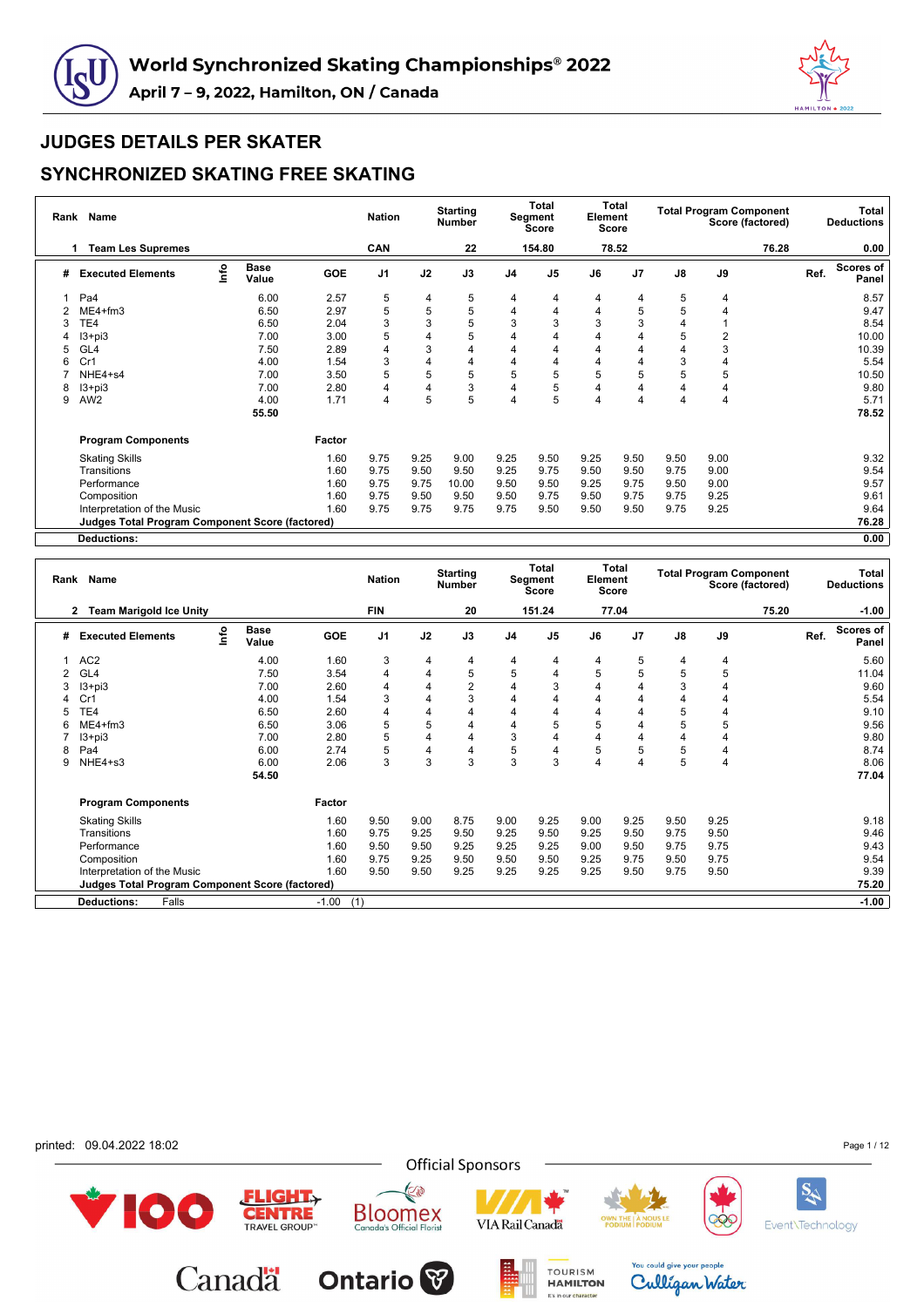# World Synchronized Skating Championships® 2022

**April 7 – 9, 2022, Hamilton, ON / Canada**

## JUDGES DETAILS PER SKATER

## SYNCHRONIZED SKATING FREE SKATING

| Rank | Name | Nation | Starting Number | Total Segment Score | Total Element Score | Total Program Component Score (factored) | Total Deductions |
|---|---|---|---|---|---|---|---|
| 1 | Team Les Supremes | CAN | 22 | 154.80 | 78.52 | 76.28 | 0.00 |

| # | Executed Elements | Info | Base Value | GOE | J1 | J2 | J3 | J4 | J5 | J6 | J7 | J8 | J9 | Ref. | Scores of Panel |
|---|---|---|---|---|---|---|---|---|---|---|---|---|---|---|---|
| 1 | Pa4 | | 6.00 | 2.57 | 5 | 4 | 5 | 4 | 4 | 4 | 4 | 5 | 4 | | 8.57 |
| 2 | ME4+fm3 | | 6.50 | 2.97 | 5 | 5 | 5 | 4 | 4 | 4 | 5 | 5 | 4 | | 9.47 |
| 3 | TE4 | | 6.50 | 2.04 | 3 | 3 | 5 | 3 | 3 | 3 | 3 | 4 | 1 | | 8.54 |
| 4 | I3+pi3 | | 7.00 | 3.00 | 5 | 4 | 5 | 4 | 4 | 4 | 4 | 5 | 2 | | 10.00 |
| 5 | GL4 | | 7.50 | 2.89 | 4 | 3 | 4 | 4 | 4 | 4 | 4 | 4 | 3 | | 10.39 |
| 6 | Cr1 | | 4.00 | 1.54 | 3 | 4 | 4 | 4 | 4 | 4 | 4 | 3 | 4 | | 5.54 |
| 7 | NHE4+s4 | | 7.00 | 3.50 | 5 | 5 | 5 | 5 | 5 | 5 | 5 | 5 | 5 | | 10.50 |
| 8 | I3+pi3 | | 7.00 | 2.80 | 4 | 4 | 3 | 4 | 5 | 4 | 4 | 4 | 4 | | 9.80 |
| 9 | AW2 | | 4.00 | 1.71 | 4 | 5 | 5 | 4 | 5 | 4 | 4 | 4 | 4 | | 5.71 |
| | | | 55.50 | | | | | | | | | | | | 78.52 |

| Program Components | Factor | J1 | J2 | J3 | J4 | J5 | J6 | J7 | J8 | J9 | Scores of Panel |
|---|---|---|---|---|---|---|---|---|---|---|---|
| Skating Skills | 1.60 | 9.75 | 9.25 | 9.00 | 9.25 | 9.50 | 9.25 | 9.50 | 9.50 | 9.00 | 9.32 |
| Transitions | 1.60 | 9.75 | 9.50 | 9.50 | 9.25 | 9.75 | 9.50 | 9.50 | 9.75 | 9.00 | 9.54 |
| Performance | 1.60 | 9.75 | 9.75 | 10.00 | 9.50 | 9.50 | 9.25 | 9.75 | 9.50 | 9.00 | 9.57 |
| Composition | 1.60 | 9.75 | 9.50 | 9.50 | 9.50 | 9.50 | 9.50 | 9.75 | 9.75 | 9.25 | 9.61 |
| Interpretation of the Music | 1.60 | 9.75 | 9.75 | 9.75 | 9.75 | 9.50 | 9.50 | 9.50 | 9.75 | 9.25 | 9.64 |
| **Judges Total Program Component Score (factored)** | | | | | | | | | | | 76.28 |
| **Deductions:** | | | | | | | | | | | 0.00 |

| Rank | Name | Nation | Starting Number | Total Segment Score | Total Element Score | Total Program Component Score (factored) | Total Deductions |
|---|---|---|---|---|---|---|---|
| 2 | Team Marigold Ice Unity | FIN | 20 | 151.24 | 77.04 | 75.20 | -1.00 |

| # | Executed Elements | Info | Base Value | GOE | J1 | J2 | J3 | J4 | J5 | J6 | J7 | J8 | J9 | Ref. | Scores of Panel |
|---|---|---|---|---|---|---|---|---|---|---|---|---|---|---|---|
| 1 | AC2 | | 4.00 | 1.60 | 3 | 4 | 4 | 4 | 4 | 4 | 5 | 4 | 4 | | 5.60 |
| 2 | GL4 | | 7.50 | 3.54 | 4 | 4 | 5 | 5 | 4 | 5 | 5 | 5 | 5 | | 11.04 |
| 3 | I3+pi3 | | 7.00 | 2.60 | 4 | 4 | 2 | 4 | 3 | 4 | 4 | 3 | 4 | | 9.60 |
| 4 | Cr1 | | 4.00 | 1.54 | 3 | 4 | 3 | 4 | 4 | 4 | 4 | 4 | 4 | | 5.54 |
| 5 | TE4 | | 6.50 | 2.60 | 4 | 4 | 4 | 4 | 4 | 4 | 4 | 5 | 4 | | 9.10 |
| 6 | ME4+fm3 | | 6.50 | 3.06 | 5 | 5 | 4 | 4 | 5 | 5 | 4 | 5 | 5 | | 9.56 |
| 7 | I3+pi3 | | 7.00 | 2.80 | 5 | 4 | 4 | 3 | 4 | 4 | 4 | 4 | 4 | | 9.80 |
| 8 | Pa4 | | 6.00 | 2.74 | 5 | 4 | 4 | 5 | 4 | 5 | 5 | 5 | 4 | | 8.74 |
| 9 | NHE4+s3 | | 6.00 | 2.06 | 3 | 3 | 3 | 3 | 3 | 4 | 4 | 5 | 4 | | 8.06 |
| | | | 54.50 | | | | | | | | | | | | 77.04 |

| Program Components | Factor | J1 | J2 | J3 | J4 | J5 | J6 | J7 | J8 | J9 | Scores of Panel |
|---|---|---|---|---|---|---|---|---|---|---|---|
| Skating Skills | 1.60 | 9.50 | 9.00 | 8.75 | 9.00 | 9.25 | 9.00 | 9.25 | 9.50 | 9.25 | 9.18 |
| Transitions | 1.60 | 9.75 | 9.25 | 9.50 | 9.25 | 9.50 | 9.25 | 9.50 | 9.75 | 9.50 | 9.46 |
| Performance | 1.60 | 9.50 | 9.50 | 9.25 | 9.25 | 9.25 | 9.00 | 9.50 | 9.75 | 9.75 | 9.43 |
| Composition | 1.60 | 9.75 | 9.25 | 9.50 | 9.50 | 9.50 | 9.25 | 9.75 | 9.50 | 9.75 | 9.54 |
| Interpretation of the Music | 1.60 | 9.50 | 9.50 | 9.25 | 9.25 | 9.25 | 9.25 | 9.50 | 9.75 | 9.50 | 9.39 |
| **Judges Total Program Component Score (factored)** | | | | | | | | | | | 75.20 |
| **Deductions:** Falls | -1.00 (1) | | | | | | | | | | -1.00 |

printed: 09.04.2022 18:02

Official Sponsors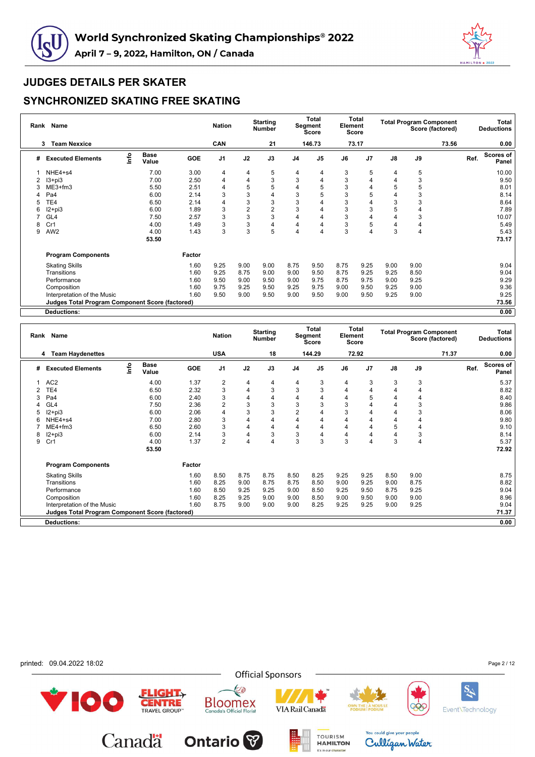# World Synchronized Skating Championships® 2022

**April 7 – 9, 2022, Hamilton, ON / Canada**

## JUDGES DETAILS PER SKATER

## SYNCHRONIZED SKATING FREE SKATING

| Rank | Name | Nation | Starting Number | Total Segment Score | Total Element Score | Total Program Component Score (factored) | Total Deductions |
|---|---|---|---|---|---|---|---|
| 3 | Team Nexxice | CAN | 21 | 146.73 | 73.17 | 73.56 | 0.00 |

| # | Executed Elements | Info | Base Value | GOE | J1 | J2 | J3 | J4 | J5 | J6 | J7 | J8 | J9 | Ref. | Scores of Panel |
|---|---|---|---|---|---|---|---|---|---|---|---|---|---|---|---|
| 1 | NHE4+s4 | | 7.00 | 3.00 | 4 | 4 | 5 | 4 | 4 | 3 | 5 | 4 | 5 | | 10.00 |
| 2 | I3+pi3 | | 7.00 | 2.50 | 4 | 4 | 3 | 3 | 4 | 3 | 4 | 4 | 3 | | 9.50 |
| 3 | ME3+fm3 | | 5.50 | 2.51 | 4 | 5 | 5 | 4 | 5 | 3 | 4 | 5 | 5 | | 8.01 |
| 4 | Pa4 | | 6.00 | 2.14 | 3 | 3 | 4 | 3 | 5 | 3 | 5 | 4 | 3 | | 8.14 |
| 5 | TE4 | | 6.50 | 2.14 | 4 | 3 | 3 | 3 | 4 | 3 | 4 | 3 | 3 | | 8.64 |
| 6 | I2+pi3 | | 6.00 | 1.89 | 3 | 2 | 2 | 3 | 4 | 3 | 3 | 5 | 4 | | 7.89 |
| 7 | GL4 | | 7.50 | 2.57 | 3 | 3 | 3 | 4 | 4 | 3 | 4 | 4 | 3 | | 10.07 |
| 8 | Cr1 | | 4.00 | 1.49 | 3 | 3 | 4 | 4 | 4 | 3 | 5 | 4 | 4 | | 5.49 |
| 9 | AW2 | | 4.00 | 1.43 | 3 | 3 | 5 | 4 | 4 | 3 | 4 | 3 | 4 | | 5.43 |
| | | | 53.50 | | | | | | | | | | | | 73.17 |

| Program Components | Factor | J1 | J2 | J3 | J4 | J5 | J6 | J7 | J8 | J9 | Scores of Panel |
|---|---|---|---|---|---|---|---|---|---|---|---|
| Skating Skills | 1.60 | 9.25 | 9.00 | 9.00 | 8.75 | 9.50 | 8.75 | 9.25 | 9.00 | 9.00 | 9.04 |
| Transitions | 1.60 | 9.25 | 8.75 | 9.00 | 9.00 | 9.50 | 8.75 | 9.25 | 9.25 | 8.50 | 9.04 |
| Performance | 1.60 | 9.50 | 9.00 | 9.50 | 9.00 | 9.75 | 8.75 | 9.75 | 9.00 | 9.25 | 9.29 |
| Composition | 1.60 | 9.75 | 9.25 | 9.50 | 9.25 | 9.75 | 9.00 | 9.50 | 9.25 | 9.00 | 9.36 |
| Interpretation of the Music | 1.60 | 9.50 | 9.00 | 9.50 | 9.00 | 9.50 | 9.00 | 9.50 | 9.25 | 9.00 | 9.25 |
| **Judges Total Program Component Score (factored)** | | | | | | | | | | | 73.56 |
| **Deductions:** | | | | | | | | | | | 0.00 |

| Rank | Name | Nation | Starting Number | Total Segment Score | Total Element Score | Total Program Component Score (factored) | Total Deductions |
|---|---|---|---|---|---|---|---|
| 4 | Team Haydenettes | USA | 18 | 144.29 | 72.92 | 71.37 | 0.00 |

| # | Executed Elements | Info | Base Value | GOE | J1 | J2 | J3 | J4 | J5 | J6 | J7 | J8 | J9 | Ref. | Scores of Panel |
|---|---|---|---|---|---|---|---|---|---|---|---|---|---|---|---|
| 1 | AC2 | | 4.00 | 1.37 | 2 | 4 | 4 | 4 | 3 | 4 | 3 | 3 | 3 | | 5.37 |
| 2 | TE4 | | 6.50 | 2.32 | 3 | 4 | 3 | 3 | 3 | 4 | 4 | 4 | 4 | | 8.82 |
| 3 | Pa4 | | 6.00 | 2.40 | 3 | 4 | 4 | 4 | 4 | 4 | 5 | 4 | 4 | | 8.40 |
| 4 | GL4 | | 7.50 | 2.36 | 2 | 3 | 3 | 3 | 3 | 3 | 4 | 4 | 3 | | 9.86 |
| 5 | I2+pi3 | | 6.00 | 2.06 | 4 | 3 | 3 | 2 | 4 | 3 | 4 | 4 | 3 | | 8.06 |
| 6 | NHE4+s4 | | 7.00 | 2.80 | 3 | 4 | 4 | 4 | 4 | 4 | 4 | 4 | 4 | | 9.80 |
| 7 | ME4+fm3 | | 6.50 | 2.60 | 3 | 4 | 4 | 4 | 4 | 4 | 4 | 5 | 4 | | 9.10 |
| 8 | I2+pi3 | | 6.00 | 2.14 | 3 | 4 | 3 | 3 | 4 | 4 | 4 | 4 | 3 | | 8.14 |
| 9 | Cr1 | | 4.00 | 1.37 | 2 | 4 | 4 | 3 | 3 | 3 | 4 | 3 | 4 | | 5.37 |
| | | | 53.50 | | | | | | | | | | | | 72.92 |

| Program Components | Factor | J1 | J2 | J3 | J4 | J5 | J6 | J7 | J8 | J9 | Scores of Panel |
|---|---|---|---|---|---|---|---|---|---|---|---|
| Skating Skills | 1.60 | 8.50 | 8.75 | 8.75 | 8.50 | 8.25 | 9.25 | 9.25 | 8.50 | 9.00 | 8.75 |
| Transitions | 1.60 | 8.25 | 9.00 | 8.75 | 8.75 | 8.50 | 9.00 | 9.25 | 9.00 | 8.75 | 8.82 |
| Performance | 1.60 | 8.50 | 9.25 | 9.25 | 9.00 | 8.50 | 9.25 | 9.50 | 8.75 | 9.25 | 9.04 |
| Composition | 1.60 | 8.25 | 9.25 | 9.00 | 9.00 | 8.50 | 9.00 | 9.50 | 9.00 | 9.00 | 8.96 |
| Interpretation of the Music | 1.60 | 8.75 | 9.00 | 9.00 | 9.00 | 8.25 | 9.25 | 9.25 | 9.00 | 9.25 | 9.04 |
| **Judges Total Program Component Score (factored)** | | | | | | | | | | | 71.37 |
| **Deductions:** | | | | | | | | | | | 0.00 |

printed: 09.04.2022 18:02

Official Sponsors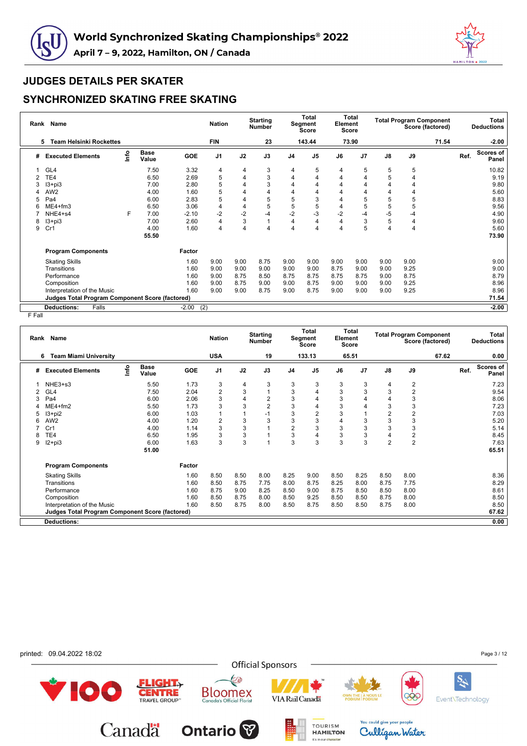# World Synchronized Skating Championships® 2022

**April 7 – 9, 2022, Hamilton, ON / Canada**

## JUDGES DETAILS PER SKATER

## SYNCHRONIZED SKATING FREE SKATING

| Rank | Name | Nation | Starting Number | Total Segment Score | Total Element Score | Total Program Component Score (factored) | Total Deductions |
|---|---|---|---|---|---|---|---|
| 5 | Team Helsinki Rockettes | FIN | 23 | 143.44 | 73.90 | 71.54 | -2.00 |

| # | Executed Elements | Info | Base Value | GOE | J1 | J2 | J3 | J4 | J5 | J6 | J7 | J8 | J9 | Ref. | Scores of Panel |
|---|---|---|---|---|---|---|---|---|---|---|---|---|---|---|---|
| 1 | GL4 | | 7.50 | 3.32 | 4 | 4 | 3 | 4 | 5 | 4 | 5 | 5 | 5 | | 10.82 |
| 2 | TE4 | | 6.50 | 2.69 | 5 | 4 | 3 | 4 | 4 | 4 | 4 | 5 | 4 | | 9.19 |
| 3 | I3+pi3 | | 7.00 | 2.80 | 5 | 4 | 3 | 4 | 4 | 4 | 4 | 4 | 4 | | 9.80 |
| 4 | AW2 | | 4.00 | 1.60 | 5 | 4 | 4 | 4 | 4 | 4 | 4 | 4 | 4 | | 5.60 |
| 5 | Pa4 | | 6.00 | 2.83 | 5 | 4 | 5 | 5 | 3 | 4 | 5 | 5 | 5 | | 8.83 |
| 6 | ME4+fm3 | | 6.50 | 3.06 | 4 | 4 | 5 | 5 | 5 | 4 | 5 | 5 | 5 | | 9.56 |
| 7 | NHE4+s4 | F | 7.00 | -2.10 | -2 | -2 | -4 | -2 | -3 | -2 | -4 | -5 | -4 | | 4.90 |
| 8 | I3+pi3 | | 7.00 | 2.60 | 4 | 3 | 1 | 4 | 4 | 4 | 3 | 5 | 4 | | 9.60 |
| 9 | Cr1 | | 4.00 | 1.60 | 4 | 4 | 4 | 4 | 4 | 4 | 5 | 4 | 4 | | 5.60 |
| | | | 55.50 | | | | | | | | | | | | 73.90 |

| Program Components | Factor | J1 | J2 | J3 | J4 | J5 | J6 | J7 | J8 | J9 | Scores of Panel |
|---|---|---|---|---|---|---|---|---|---|---|---|
| Skating Skills | 1.60 | 9.00 | 9.00 | 8.75 | 9.00 | 9.00 | 9.00 | 9.00 | 9.00 | 9.00 | 9.00 |
| Transitions | 1.60 | 9.00 | 9.00 | 9.00 | 9.00 | 9.00 | 8.75 | 9.00 | 9.00 | 9.25 | 9.00 |
| Performance | 1.60 | 9.00 | 8.75 | 8.50 | 8.75 | 8.75 | 8.75 | 8.75 | 9.00 | 8.75 | 8.79 |
| Composition | 1.60 | 9.00 | 8.75 | 9.00 | 9.00 | 9.00 | 9.00 | 9.00 | 9.00 | 9.25 | 8.96 |
| Interpretation of the Music | 1.60 | 9.00 | 9.00 | 8.75 | 9.00 | 8.75 | 9.00 | 9.00 | 9.00 | 9.25 | 8.96 |
| **Judges Total Program Component Score (factored)** | | | | | | | | | | | **71.54** |

| Deductions: | Falls | -2.00 (2) | -2.00 |
|---|---|---|---|

F Fall

| Rank | Name | Nation | Starting Number | Total Segment Score | Total Element Score | Total Program Component Score (factored) | Total Deductions |
|---|---|---|---|---|---|---|---|
| 6 | Team Miami University | USA | 19 | 133.13 | 65.51 | 67.62 | 0.00 |

| # | Executed Elements | Info | Base Value | GOE | J1 | J2 | J3 | J4 | J5 | J6 | J7 | J8 | J9 | Ref. | Scores of Panel |
|---|---|---|---|---|---|---|---|---|---|---|---|---|---|---|---|
| 1 | NHE3+s3 | | 5.50 | 1.73 | 3 | 4 | 3 | 3 | 3 | 3 | 3 | 4 | 2 | | 7.23 |
| 2 | GL4 | | 7.50 | 2.04 | 2 | 3 | 1 | 3 | 4 | 3 | 3 | 3 | 2 | | 9.54 |
| 3 | Pa4 | | 6.00 | 2.06 | 3 | 4 | 2 | 3 | 4 | 3 | 4 | 4 | 3 | | 8.06 |
| 4 | ME4+fm2 | | 5.50 | 1.73 | 3 | 3 | 2 | 3 | 4 | 3 | 4 | 3 | 3 | | 7.23 |
| 5 | I3+pi2 | | 6.00 | 1.03 | 1 | 1 | -1 | 3 | 2 | 3 | 1 | 2 | 2 | | 7.03 |
| 6 | AW2 | | 4.00 | 1.20 | 2 | 3 | 3 | 3 | 3 | 4 | 3 | 3 | 3 | | 5.20 |
| 7 | Cr1 | | 4.00 | 1.14 | 3 | 3 | 1 | 2 | 3 | 3 | 3 | 3 | 3 | | 5.14 |
| 8 | TE4 | | 6.50 | 1.95 | 3 | 3 | 1 | 3 | 4 | 3 | 3 | 4 | 2 | | 8.45 |
| 9 | I2+pi3 | | 6.00 | 1.63 | 3 | 3 | 1 | 3 | 3 | 3 | 3 | 2 | 2 | | 7.63 |
| | | | 51.00 | | | | | | | | | | | | 65.51 |

| Program Components | Factor | J1 | J2 | J3 | J4 | J5 | J6 | J7 | J8 | J9 | Scores of Panel |
|---|---|---|---|---|---|---|---|---|---|---|---|
| Skating Skills | 1.60 | 8.50 | 8.50 | 8.00 | 8.25 | 9.00 | 8.50 | 8.25 | 8.50 | 8.00 | 8.36 |
| Transitions | 1.60 | 8.50 | 8.75 | 7.75 | 8.00 | 8.75 | 8.25 | 8.00 | 8.75 | 7.75 | 8.29 |
| Performance | 1.60 | 8.75 | 9.00 | 8.25 | 8.50 | 9.00 | 8.75 | 8.50 | 8.50 | 8.00 | 8.61 |
| Composition | 1.60 | 8.50 | 8.75 | 8.00 | 8.50 | 9.25 | 8.50 | 8.50 | 8.75 | 8.00 | 8.50 |
| Interpretation of the Music | 1.60 | 8.50 | 8.75 | 8.00 | 8.50 | 8.75 | 8.50 | 8.50 | 8.75 | 8.00 | 8.50 |
| **Judges Total Program Component Score (factored)** | | | | | | | | | | | **67.62** |

| Deductions: | 0.00 |
|---|---|

printed: 09.04.2022 18:02

Official Sponsors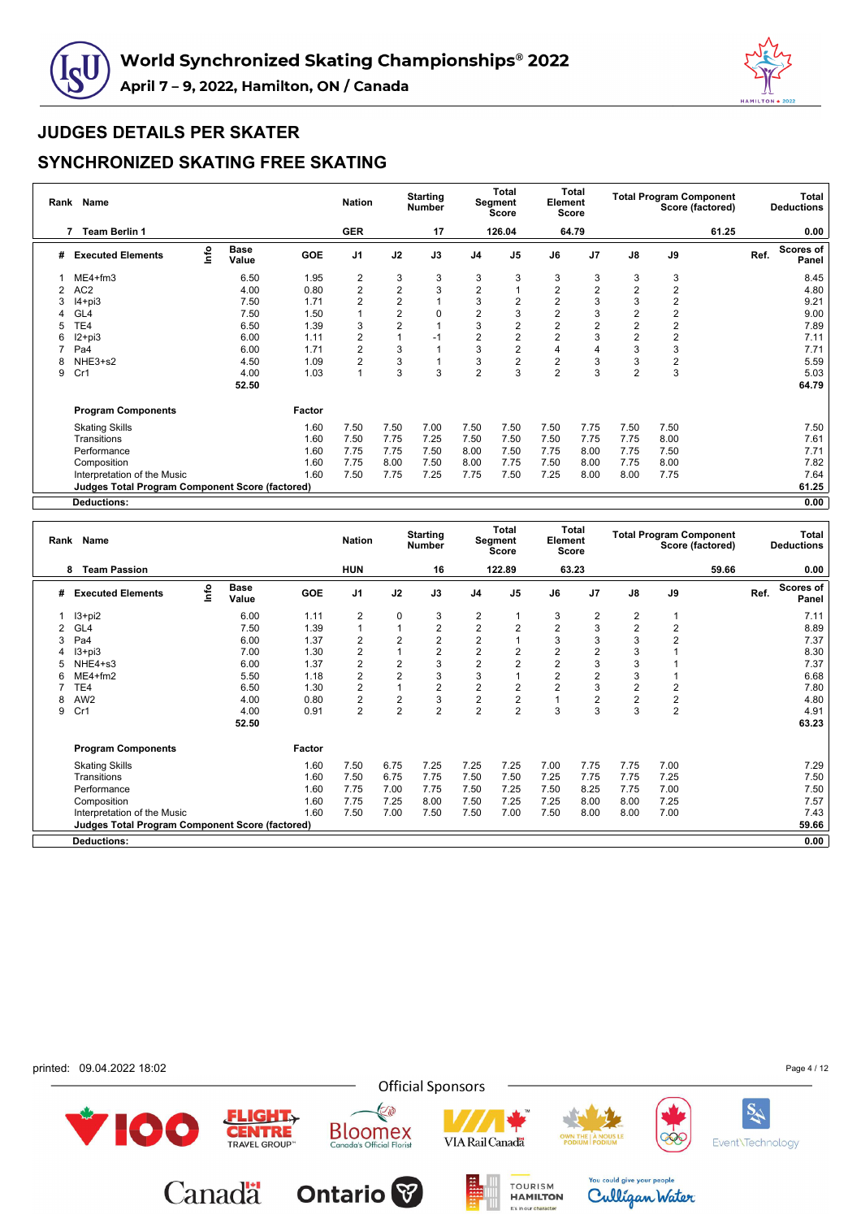# World Synchronized Skating Championships® 2022

**April 7 – 9, 2022, Hamilton, ON / Canada**

## JUDGES DETAILS PER SKATER

## SYNCHRONIZED SKATING FREE SKATING

| Rank | Name | Nation | Starting Number | Total Segment Score | Total Element Score | Total Program Component Score (factored) | Total Deductions |
|---|---|---|---|---|---|---|---|
| 7 | Team Berlin 1 | GER | 17 | 126.04 | 64.79 | 61.25 | 0.00 |

| # | Executed Elements | Info | Base Value | GOE | J1 | J2 | J3 | J4 | J5 | J6 | J7 | J8 | J9 | Ref. | Scores of Panel |
|---|---|---|---|---|---|---|---|---|---|---|---|---|---|---|---|
| 1 | ME4+fm3 | | 6.50 | 1.95 | 2 | 3 | 3 | 3 | 3 | 3 | 3 | 3 | 3 | | 8.45 |
| 2 | AC2 | | 4.00 | 0.80 | 2 | 2 | 3 | 2 | 1 | 2 | 2 | 2 | 2 | | 4.80 |
| 3 | I4+pi3 | | 7.50 | 1.71 | 2 | 2 | 1 | 3 | 2 | 2 | 3 | 3 | 2 | | 9.21 |
| 4 | GL4 | | 7.50 | 1.50 | 1 | 2 | 0 | 2 | 3 | 2 | 3 | 2 | 2 | | 9.00 |
| 5 | TE4 | | 6.50 | 1.39 | 3 | 2 | 1 | 3 | 2 | 2 | 2 | 2 | 2 | | 7.89 |
| 6 | I2+pi3 | | 6.00 | 1.11 | 2 | 1 | -1 | 2 | 2 | 2 | 3 | 2 | 2 | | 7.11 |
| 7 | Pa4 | | 6.00 | 1.71 | 2 | 3 | 1 | 3 | 2 | 4 | 4 | 3 | 3 | | 7.71 |
| 8 | NHE3+s2 | | 4.50 | 1.09 | 2 | 3 | 1 | 3 | 2 | 2 | 3 | 3 | 2 | | 5.59 |
| 9 | Cr1 | | 4.00 | 1.03 | 1 | 3 | 3 | 2 | 3 | 2 | 3 | 2 | 3 | | 5.03 |
| | | | 52.50 | | | | | | | | | | | | 64.79 |

| Program Components | Factor | J1 | J2 | J3 | J4 | J5 | J6 | J7 | J8 | J9 | Scores of Panel |
|---|---|---|---|---|---|---|---|---|---|---|---|
| Skating Skills | 1.60 | 7.50 | 7.50 | 7.00 | 7.50 | 7.50 | 7.50 | 7.75 | 7.50 | 7.50 | 7.50 |
| Transitions | 1.60 | 7.50 | 7.75 | 7.25 | 7.50 | 7.50 | 7.50 | 7.75 | 7.75 | 8.00 | 7.61 |
| Performance | 1.60 | 7.75 | 7.75 | 7.50 | 8.00 | 7.50 | 7.75 | 8.00 | 7.75 | 7.50 | 7.71 |
| Composition | 1.60 | 7.75 | 8.00 | 7.50 | 8.00 | 7.75 | 7.50 | 8.00 | 7.75 | 8.00 | 7.82 |
| Interpretation of the Music | 1.60 | 7.50 | 7.75 | 7.25 | 7.75 | 7.50 | 7.25 | 8.00 | 8.00 | 7.75 | 7.64 |
| **Judges Total Program Component Score (factored)** | | | | | | | | | | | 61.25 |
| **Deductions:** | | | | | | | | | | | 0.00 |

| Rank | Name | Nation | Starting Number | Total Segment Score | Total Element Score | Total Program Component Score (factored) | Total Deductions |
|---|---|---|---|---|---|---|---|
| 8 | Team Passion | HUN | 16 | 122.89 | 63.23 | 59.66 | 0.00 |

| # | Executed Elements | Info | Base Value | GOE | J1 | J2 | J3 | J4 | J5 | J6 | J7 | J8 | J9 | Ref. | Scores of Panel |
|---|---|---|---|---|---|---|---|---|---|---|---|---|---|---|---|
| 1 | I3+pi2 | | 6.00 | 1.11 | 2 | 0 | 3 | 2 | 1 | 3 | 2 | 2 | 1 | | 7.11 |
| 2 | GL4 | | 7.50 | 1.39 | 1 | 1 | 2 | 2 | 2 | 2 | 3 | 2 | 2 | | 8.89 |
| 3 | Pa4 | | 6.00 | 1.37 | 2 | 2 | 2 | 2 | 1 | 3 | 3 | 3 | 2 | | 7.37 |
| 4 | I3+pi3 | | 7.00 | 1.30 | 2 | 1 | 2 | 2 | 2 | 2 | 2 | 3 | 1 | | 8.30 |
| 5 | NHE4+s3 | | 6.00 | 1.37 | 2 | 2 | 3 | 2 | 2 | 2 | 3 | 3 | 1 | | 7.37 |
| 6 | ME4+fm2 | | 5.50 | 1.18 | 2 | 2 | 3 | 3 | 1 | 2 | 2 | 3 | 1 | | 6.68 |
| 7 | TE4 | | 6.50 | 1.30 | 2 | 1 | 2 | 2 | 2 | 2 | 3 | 2 | 2 | | 7.80 |
| 8 | AW2 | | 4.00 | 0.80 | 2 | 2 | 3 | 2 | 2 | 1 | 2 | 2 | 2 | | 4.80 |
| 9 | Cr1 | | 4.00 | 0.91 | 2 | 2 | 2 | 2 | 2 | 3 | 3 | 3 | 2 | | 4.91 |
| | | | 52.50 | | | | | | | | | | | | 63.23 |

| Program Components | Factor | J1 | J2 | J3 | J4 | J5 | J6 | J7 | J8 | J9 | Scores of Panel |
|---|---|---|---|---|---|---|---|---|---|---|---|
| Skating Skills | 1.60 | 7.50 | 6.75 | 7.25 | 7.25 | 7.25 | 7.00 | 7.75 | 7.75 | 7.00 | 7.29 |
| Transitions | 1.60 | 7.50 | 6.75 | 7.75 | 7.50 | 7.50 | 7.25 | 7.75 | 7.75 | 7.25 | 7.50 |
| Performance | 1.60 | 7.75 | 7.00 | 7.75 | 7.50 | 7.25 | 7.50 | 8.25 | 7.75 | 7.00 | 7.50 |
| Composition | 1.60 | 7.75 | 7.25 | 8.00 | 7.50 | 7.25 | 7.25 | 8.00 | 8.00 | 7.25 | 7.57 |
| Interpretation of the Music | 1.60 | 7.50 | 7.00 | 7.50 | 7.50 | 7.00 | 7.50 | 8.00 | 8.00 | 7.00 | 7.43 |
| **Judges Total Program Component Score (factored)** | | | | | | | | | | | 59.66 |
| **Deductions:** | | | | | | | | | | | 0.00 |

printed: 09.04.2022 18:02

Official Sponsors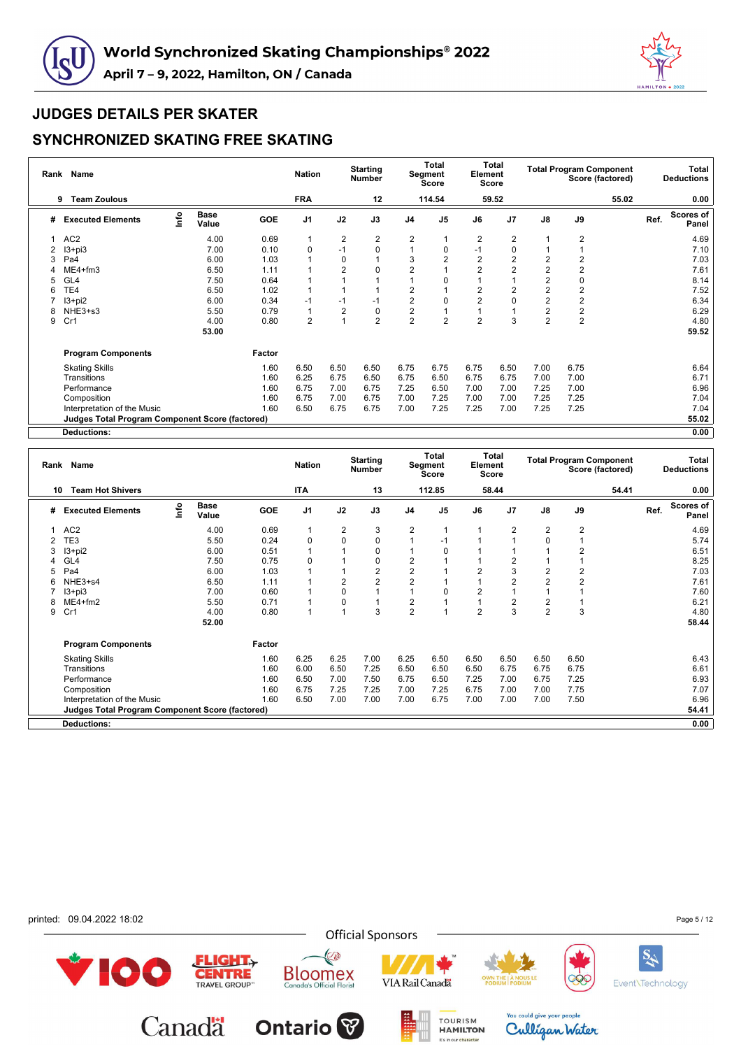# World Synchronized Skating Championships® 2022

**April 7 – 9, 2022, Hamilton, ON / Canada**

## JUDGES DETAILS PER SKATER

## SYNCHRONIZED SKATING FREE SKATING

| Rank | Name | Nation | Starting Number | Total Segment Score | Total Element Score | Total Program Component Score (factored) | Total Deductions |
|---|---|---|---|---|---|---|---|
| 9 | Team Zoulous | FRA | 12 | 114.54 | 59.52 | 55.02 | 0.00 |

| # | Executed Elements | Info | Base Value | GOE | J1 | J2 | J3 | J4 | J5 | J6 | J7 | J8 | J9 | Ref. | Scores of Panel |
|---|---|---|---|---|---|---|---|---|---|---|---|---|---|---|---|
| 1 | AC2 | | 4.00 | 0.69 | 1 | 2 | 2 | 2 | 1 | 2 | 2 | 1 | 2 | | 4.69 |
| 2 | I3+pi3 | | 7.00 | 0.10 | 0 | -1 | 0 | 1 | 0 | -1 | 0 | 1 | 1 | | 7.10 |
| 3 | Pa4 | | 6.00 | 1.03 | 1 | 0 | 1 | 3 | 2 | 2 | 2 | 2 | 2 | | 7.03 |
| 4 | ME4+fm3 | | 6.50 | 1.11 | 1 | 2 | 0 | 2 | 1 | 2 | 2 | 2 | 2 | | 7.61 |
| 5 | GL4 | | 7.50 | 0.64 | 1 | 1 | 1 | 1 | 0 | 1 | 1 | 2 | 0 | | 8.14 |
| 6 | TE4 | | 6.50 | 1.02 | 1 | 1 | 1 | 2 | 1 | 2 | 2 | 2 | 2 | | 7.52 |
| 7 | I3+pi2 | | 6.00 | 0.34 | -1 | -1 | -1 | 2 | 0 | 2 | 0 | 2 | 2 | | 6.34 |
| 8 | NHE3+s3 | | 5.50 | 0.79 | 1 | 2 | 0 | 2 | 1 | 1 | 1 | 2 | 2 | | 6.29 |
| 9 | Cr1 | | 4.00 | 0.80 | 2 | 1 | 2 | 2 | 2 | 2 | 3 | 2 | 2 | | 4.80 |
| | | | 53.00 | | | | | | | | | | | | 59.52 |

| Program Components | Factor | J1 | J2 | J3 | J4 | J5 | J6 | J7 | J8 | J9 | Scores of Panel |
|---|---|---|---|---|---|---|---|---|---|---|---|
| Skating Skills | 1.60 | 6.50 | 6.50 | 6.50 | 6.75 | 6.75 | 6.75 | 6.50 | 7.00 | 6.75 | 6.64 |
| Transitions | 1.60 | 6.25 | 6.75 | 6.50 | 6.75 | 6.50 | 6.75 | 6.75 | 7.00 | 7.00 | 6.71 |
| Performance | 1.60 | 6.75 | 7.00 | 6.75 | 7.25 | 6.50 | 7.00 | 7.00 | 7.25 | 7.00 | 6.96 |
| Composition | 1.60 | 6.75 | 7.00 | 6.75 | 7.00 | 7.25 | 7.00 | 7.00 | 7.25 | 7.25 | 7.04 |
| Interpretation of the Music | 1.60 | 6.50 | 6.75 | 6.75 | 7.00 | 7.25 | 7.25 | 7.00 | 7.25 | 7.25 | 7.04 |
| **Judges Total Program Component Score (factored)** | | | | | | | | | | | **55.02** |
| **Deductions:** | | | | | | | | | | | **0.00** |

| Rank | Name | Nation | Starting Number | Total Segment Score | Total Element Score | Total Program Component Score (factored) | Total Deductions |
|---|---|---|---|---|---|---|---|
| 10 | Team Hot Shivers | ITA | 13 | 112.85 | 58.44 | 54.41 | 0.00 |

| # | Executed Elements | Info | Base Value | GOE | J1 | J2 | J3 | J4 | J5 | J6 | J7 | J8 | J9 | Ref. | Scores of Panel |
|---|---|---|---|---|---|---|---|---|---|---|---|---|---|---|---|
| 1 | AC2 | | 4.00 | 0.69 | 1 | 2 | 3 | 2 | 1 | 1 | 2 | 2 | 2 | | 4.69 |
| 2 | TE3 | | 5.50 | 0.24 | 0 | 0 | 0 | 1 | -1 | 1 | 1 | 0 | 1 | | 5.74 |
| 3 | I3+pi2 | | 6.00 | 0.51 | 1 | 1 | 0 | 1 | 0 | 1 | 1 | 1 | 2 | | 6.51 |
| 4 | GL4 | | 7.50 | 0.75 | 0 | 1 | 0 | 2 | 1 | 1 | 2 | 1 | 1 | | 8.25 |
| 5 | Pa4 | | 6.00 | 1.03 | 1 | 1 | 2 | 2 | 1 | 2 | 3 | 2 | 2 | | 7.03 |
| 6 | NHE3+s4 | | 6.50 | 1.11 | 1 | 2 | 2 | 2 | 1 | 1 | 2 | 2 | 2 | | 7.61 |
| 7 | I3+pi3 | | 7.00 | 0.60 | 1 | 0 | 1 | 1 | 0 | 2 | 1 | 1 | 1 | | 7.60 |
| 8 | ME4+fm2 | | 5.50 | 0.71 | 1 | 0 | 1 | 2 | 1 | 1 | 2 | 2 | 1 | | 6.21 |
| 9 | Cr1 | | 4.00 | 0.80 | 1 | 1 | 3 | 2 | 1 | 2 | 3 | 2 | 3 | | 4.80 |
| | | | 52.00 | | | | | | | | | | | | 58.44 |

| Program Components | Factor | J1 | J2 | J3 | J4 | J5 | J6 | J7 | J8 | J9 | Scores of Panel |
|---|---|---|---|---|---|---|---|---|---|---|---|
| Skating Skills | 1.60 | 6.25 | 6.25 | 7.00 | 6.25 | 6.50 | 6.50 | 6.50 | 6.50 | 6.50 | 6.43 |
| Transitions | 1.60 | 6.00 | 6.50 | 7.25 | 6.50 | 6.50 | 6.50 | 6.75 | 6.75 | 6.75 | 6.61 |
| Performance | 1.60 | 6.50 | 7.00 | 7.50 | 6.75 | 6.50 | 7.25 | 7.00 | 6.75 | 7.25 | 6.93 |
| Composition | 1.60 | 6.75 | 7.25 | 7.25 | 7.00 | 7.25 | 6.75 | 7.00 | 7.75 | 7.75 | 7.07 |
| Interpretation of the Music | 1.60 | 6.50 | 7.00 | 7.00 | 7.00 | 6.75 | 7.00 | 7.00 | 7.00 | 7.50 | 6.96 |
| **Judges Total Program Component Score (factored)** | | | | | | | | | | | **54.41** |
| **Deductions:** | | | | | | | | | | | **0.00** |

printed: 09.04.2022 18:02

Official Sponsors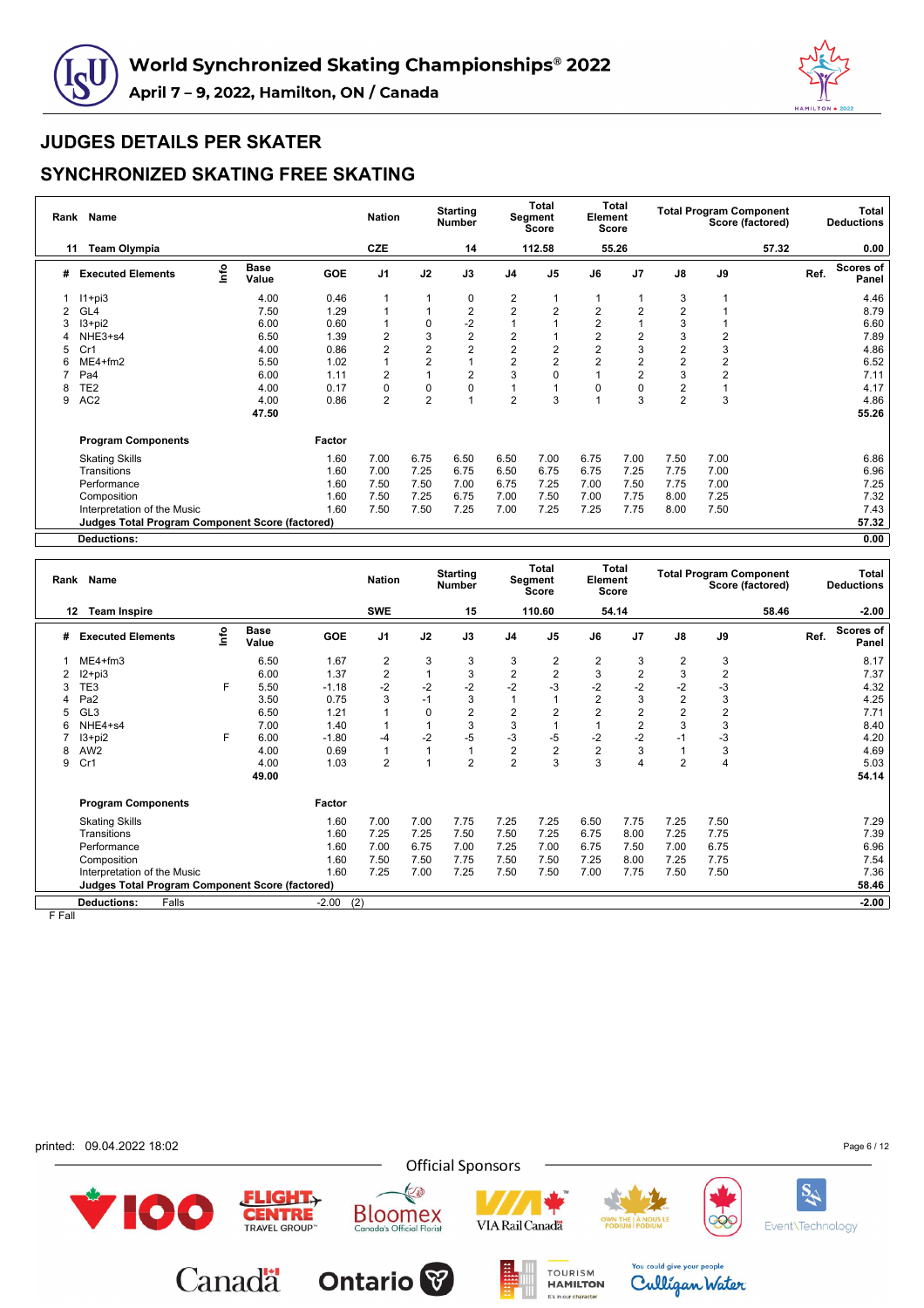# World Synchronized Skating Championships® 2022

April 7 – 9, 2022, Hamilton, ON / Canada

## JUDGES DETAILS PER SKATER

## SYNCHRONIZED SKATING FREE SKATING

| Rank | Name | Nation | Starting Number | Total Segment Score | Total Element Score | Total Program Component Score (factored) | Total Deductions |
|---|---|---|---|---|---|---|---|
| 11 | Team Olympia | CZE | 14 | 112.58 | 55.26 | 57.32 | 0.00 |

| # | Executed Elements | Info | Base Value | GOE | J1 | J2 | J3 | J4 | J5 | J6 | J7 | J8 | J9 | Ref. | Scores of Panel |
|---|---|---|---|---|---|---|---|---|---|---|---|---|---|---|---|
| 1 | I1+pi3 | | 4.00 | 0.46 | 1 | 1 | 0 | 2 | 1 | 1 | 1 | 3 | 1 | | 4.46 |
| 2 | GL4 | | 7.50 | 1.29 | 1 | 1 | 2 | 2 | 2 | 2 | 2 | 2 | 1 | | 8.79 |
| 3 | I3+pi2 | | 6.00 | 0.60 | 1 | 0 | -2 | 1 | 1 | 2 | 1 | 3 | 1 | | 6.60 |
| 4 | NHE3+s4 | | 6.50 | 1.39 | 2 | 3 | 2 | 2 | 1 | 2 | 2 | 3 | 2 | | 7.89 |
| 5 | Cr1 | | 4.00 | 0.86 | 2 | 2 | 2 | 2 | 2 | 2 | 3 | 2 | 3 | | 4.86 |
| 6 | ME4+fm2 | | 5.50 | 1.02 | 1 | 2 | 1 | 2 | 2 | 2 | 2 | 2 | 2 | | 6.52 |
| 7 | Pa4 | | 6.00 | 1.11 | 2 | 1 | 2 | 3 | 0 | 1 | 2 | 3 | 2 | | 7.11 |
| 8 | TE2 | | 4.00 | 0.17 | 0 | 0 | 0 | 1 | 1 | 0 | 0 | 2 | 1 | | 4.17 |
| 9 | AC2 | | 4.00 | 0.86 | 2 | 2 | 1 | 2 | 3 | 1 | 3 | 2 | 3 | | 4.86 |
| | | | 47.50 | | | | | | | | | | | | 55.26 |

| Program Components | Factor | J1 | J2 | J3 | J4 | J5 | J6 | J7 | J8 | J9 | Scores of Panel |
|---|---|---|---|---|---|---|---|---|---|---|---|
| Skating Skills | 1.60 | 7.00 | 6.75 | 6.50 | 6.50 | 7.00 | 6.75 | 7.00 | 7.50 | 7.00 | 6.86 |
| Transitions | 1.60 | 7.00 | 7.25 | 6.75 | 6.50 | 6.75 | 6.75 | 7.25 | 7.75 | 7.00 | 6.96 |
| Performance | 1.60 | 7.50 | 7.50 | 7.00 | 6.75 | 7.25 | 7.00 | 7.50 | 7.75 | 7.00 | 7.25 |
| Composition | 1.60 | 7.50 | 7.25 | 6.75 | 7.00 | 7.50 | 7.00 | 7.75 | 8.00 | 7.25 | 7.32 |
| Interpretation of the Music | 1.60 | 7.50 | 7.50 | 7.25 | 7.00 | 7.25 | 7.25 | 7.75 | 8.00 | 7.50 | 7.43 |
| Judges Total Program Component Score (factored) | | | | | | | | | | | 57.32 |

**Deductions:** 0.00

| Rank | Name | Nation | Starting Number | Total Segment Score | Total Element Score | Total Program Component Score (factored) | Total Deductions |
|---|---|---|---|---|---|---|---|
| 12 | Team Inspire | SWE | 15 | 110.60 | 54.14 | 58.46 | -2.00 |

| # | Executed Elements | Info | Base Value | GOE | J1 | J2 | J3 | J4 | J5 | J6 | J7 | J8 | J9 | Ref. | Scores of Panel |
|---|---|---|---|---|---|---|---|---|---|---|---|---|---|---|---|
| 1 | ME4+fm3 | | 6.50 | 1.67 | 2 | 3 | 3 | 3 | 2 | 2 | 3 | 2 | 3 | | 8.17 |
| 2 | I2+pi3 | | 6.00 | 1.37 | 2 | 1 | 3 | 2 | 2 | 3 | 2 | 3 | 2 | | 7.37 |
| 3 | TE3 | F | 5.50 | -1.18 | -2 | -2 | -2 | -2 | -3 | -2 | -2 | -2 | -3 | | 4.32 |
| 4 | Pa2 | | 3.50 | 0.75 | 3 | -1 | 3 | 1 | 1 | 2 | 3 | 2 | 3 | | 4.25 |
| 5 | GL3 | | 6.50 | 1.21 | 1 | 0 | 2 | 2 | 2 | 2 | 2 | 2 | 2 | | 7.71 |
| 6 | NHE4+s4 | | 7.00 | 1.40 | 1 | 1 | 3 | 3 | 1 | 1 | 2 | 3 | 3 | | 8.40 |
| 7 | I3+pi2 | F | 6.00 | -1.80 | -4 | -2 | -5 | -3 | -5 | -2 | -2 | -1 | -3 | | 4.20 |
| 8 | AW2 | | 4.00 | 0.69 | 1 | 1 | 1 | 2 | 2 | 2 | 3 | 1 | 3 | | 4.69 |
| 9 | Cr1 | | 4.00 | 1.03 | 2 | 1 | 2 | 2 | 3 | 3 | 4 | 2 | 4 | | 5.03 |
| | | | 49.00 | | | | | | | | | | | | 54.14 |

| Program Components | Factor | J1 | J2 | J3 | J4 | J5 | J6 | J7 | J8 | J9 | Scores of Panel |
|---|---|---|---|---|---|---|---|---|---|---|---|
| Skating Skills | 1.60 | 7.00 | 7.00 | 7.75 | 7.25 | 7.25 | 6.50 | 7.75 | 7.25 | 7.50 | 7.29 |
| Transitions | 1.60 | 7.25 | 7.25 | 7.50 | 7.50 | 7.25 | 6.75 | 8.00 | 7.25 | 7.75 | 7.39 |
| Performance | 1.60 | 7.00 | 6.75 | 7.00 | 7.25 | 7.00 | 6.75 | 7.50 | 7.00 | 6.75 | 6.96 |
| Composition | 1.60 | 7.50 | 7.50 | 7.75 | 7.50 | 7.50 | 7.25 | 8.00 | 7.25 | 7.75 | 7.54 |
| Interpretation of the Music | 1.60 | 7.25 | 7.00 | 7.25 | 7.50 | 7.50 | 7.00 | 7.75 | 7.50 | 7.50 | 7.36 |
| Judges Total Program Component Score (factored) | | | | | | | | | | | 58.46 |

**Deductions:** Falls -2.00 (2) — Total: -2.00

F Fall

printed: 09.04.2022 18:02

Official Sponsors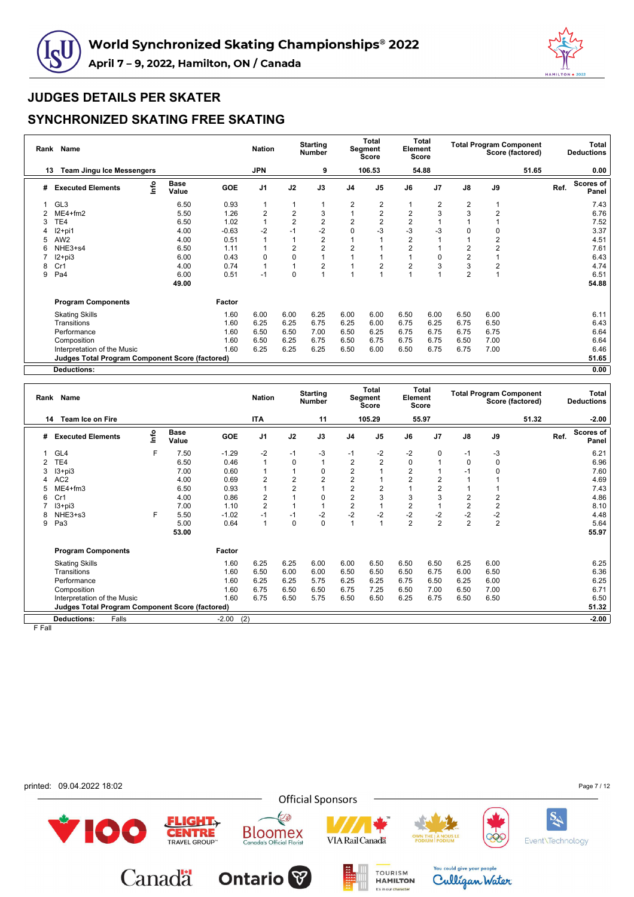# World Synchronized Skating Championships® 2022

**April 7 – 9, 2022, Hamilton, ON / Canada**

## JUDGES DETAILS PER SKATER

## SYNCHRONIZED SKATING FREE SKATING

| Rank | Name | Nation | Starting Number | Total Segment Score | Total Element Score | Total Program Component Score (factored) | Total Deductions |
|---|---|---|---|---|---|---|---|
| 13 | Team Jingu Ice Messengers | JPN | 9 | 106.53 | 54.88 | 51.65 | 0.00 |

| # | Executed Elements | Info | Base Value | GOE | J1 | J2 | J3 | J4 | J5 | J6 | J7 | J8 | J9 | Ref. | Scores of Panel |
|---|---|---|---|---|---|---|---|---|---|---|---|---|---|---|---|
| 1 | GL3 | | 6.50 | 0.93 | 1 | 1 | 1 | 2 | 2 | 1 | 2 | 2 | 1 | | 7.43 |
| 2 | ME4+fm2 | | 5.50 | 1.26 | 2 | 2 | 3 | 1 | 2 | 2 | 3 | 3 | 2 | | 6.76 |
| 3 | TE4 | | 6.50 | 1.02 | 1 | 2 | 2 | 2 | 2 | 2 | 1 | 1 | 1 | | 7.52 |
| 4 | I2+pi1 | | 4.00 | -0.63 | -2 | -1 | -2 | 0 | -3 | -3 | -3 | 0 | 0 | | 3.37 |
| 5 | AW2 | | 4.00 | 0.51 | 1 | 1 | 2 | 1 | 1 | 2 | 1 | 1 | 2 | | 4.51 |
| 6 | NHE3+s4 | | 6.50 | 1.11 | 1 | 2 | 2 | 2 | 1 | 2 | 1 | 2 | 2 | | 7.61 |
| 7 | I2+pi3 | | 6.00 | 0.43 | 0 | 0 | 1 | 1 | 1 | 1 | 0 | 2 | 1 | | 6.43 |
| 8 | Cr1 | | 4.00 | 0.74 | 1 | 1 | 2 | 1 | 2 | 2 | 3 | 3 | 2 | | 4.74 |
| 9 | Pa4 | | 6.00 | 0.51 | -1 | 0 | 1 | 1 | 1 | 1 | 1 | 2 | 1 | | 6.51 |
| | | | 49.00 | | | | | | | | | | | | 54.88 |

| Program Components | Factor | J1 | J2 | J3 | J4 | J5 | J6 | J7 | J8 | J9 | Scores of Panel |
|---|---|---|---|---|---|---|---|---|---|---|---|
| Skating Skills | 1.60 | 6.00 | 6.00 | 6.25 | 6.00 | 6.00 | 6.50 | 6.00 | 6.50 | 6.00 | 6.11 |
| Transitions | 1.60 | 6.25 | 6.25 | 6.75 | 6.25 | 6.00 | 6.75 | 6.25 | 6.75 | 6.50 | 6.43 |
| Performance | 1.60 | 6.50 | 6.50 | 7.00 | 6.50 | 6.25 | 6.75 | 6.75 | 6.75 | 6.75 | 6.64 |
| Composition | 1.60 | 6.50 | 6.25 | 6.75 | 6.50 | 6.75 | 6.75 | 6.75 | 6.50 | 7.00 | 6.64 |
| Interpretation of the Music | 1.60 | 6.25 | 6.25 | 6.25 | 6.50 | 6.00 | 6.50 | 6.75 | 6.75 | 7.00 | 6.46 |
| **Judges Total Program Component Score (factored)** | | | | | | | | | | | 51.65 |
| **Deductions:** | | | | | | | | | | | 0.00 |

| Rank | Name | Nation | Starting Number | Total Segment Score | Total Element Score | Total Program Component Score (factored) | Total Deductions |
|---|---|---|---|---|---|---|---|
| 14 | Team Ice on Fire | ITA | 11 | 105.29 | 55.97 | 51.32 | -2.00 |

| # | Executed Elements | Info | Base Value | GOE | J1 | J2 | J3 | J4 | J5 | J6 | J7 | J8 | J9 | Ref. | Scores of Panel |
|---|---|---|---|---|---|---|---|---|---|---|---|---|---|---|---|
| 1 | GL4 | F | 7.50 | -1.29 | -2 | -1 | -3 | -1 | -2 | -2 | 0 | -1 | -3 | | 6.21 |
| 2 | TE4 | | 6.50 | 0.46 | 1 | 0 | 1 | 2 | 2 | 0 | 1 | 0 | 0 | | 6.96 |
| 3 | I3+pi3 | | 7.00 | 0.60 | 1 | 1 | 0 | 2 | 1 | 2 | 1 | -1 | 0 | | 7.60 |
| 4 | AC2 | | 4.00 | 0.69 | 2 | 2 | 2 | 2 | 1 | 2 | 2 | 1 | 1 | | 4.69 |
| 5 | ME4+fm3 | | 6.50 | 0.93 | 1 | 2 | 1 | 2 | 2 | 1 | 2 | 1 | 1 | | 7.43 |
| 6 | Cr1 | | 4.00 | 0.86 | 2 | 1 | 0 | 2 | 3 | 3 | 3 | 2 | 2 | | 4.86 |
| 7 | I3+pi3 | | 7.00 | 1.10 | 2 | 1 | 1 | 2 | 1 | 2 | 1 | 2 | 2 | | 8.10 |
| 8 | NHE3+s3 | F | 5.50 | -1.02 | -1 | -1 | -2 | -2 | -2 | -2 | -2 | -2 | -2 | | 4.48 |
| 9 | Pa3 | | 5.00 | 0.64 | 1 | 0 | 0 | 1 | 1 | 2 | 2 | 2 | 2 | | 5.64 |
| | | | 53.00 | | | | | | | | | | | | 55.97 |

| Program Components | Factor | J1 | J2 | J3 | J4 | J5 | J6 | J7 | J8 | J9 | Scores of Panel |
|---|---|---|---|---|---|---|---|---|---|---|---|
| Skating Skills | 1.60 | 6.25 | 6.25 | 6.00 | 6.00 | 6.50 | 6.50 | 6.50 | 6.25 | 6.00 | 6.25 |
| Transitions | 1.60 | 6.50 | 6.00 | 6.00 | 6.50 | 6.50 | 6.50 | 6.75 | 6.00 | 6.50 | 6.36 |
| Performance | 1.60 | 6.25 | 6.25 | 5.75 | 6.25 | 6.25 | 6.75 | 6.50 | 6.25 | 6.00 | 6.25 |
| Composition | 1.60 | 6.75 | 6.50 | 6.50 | 6.75 | 7.25 | 6.50 | 7.00 | 6.50 | 7.00 | 6.71 |
| Interpretation of the Music | 1.60 | 6.75 | 6.50 | 5.75 | 6.50 | 6.50 | 6.25 | 6.75 | 6.50 | 6.50 | 6.50 |
| **Judges Total Program Component Score (factored)** | | | | | | | | | | | 51.32 |
| **Deductions:** Falls | -2.00 (2) | | | | | | | | | | -2.00 |

F Fall

printed: 09.04.2022 18:02

Official Sponsors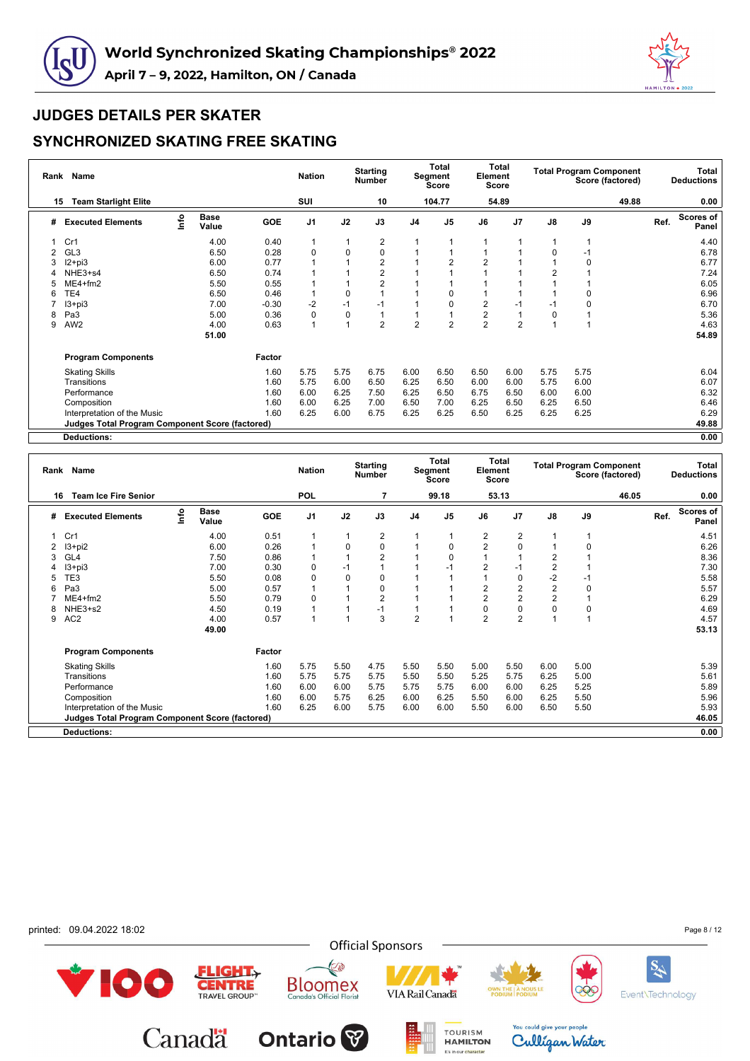# World Synchronized Skating Championships® 2022

April 7 – 9, 2022, Hamilton, ON / Canada

## JUDGES DETAILS PER SKATER

## SYNCHRONIZED SKATING FREE SKATING

| Rank | Name | Nation | Starting Number | Total Segment Score | Total Element Score | Total Program Component Score (factored) | Total Deductions |
|---|---|---|---|---|---|---|---|
| 15 | Team Starlight Elite | SUI | 10 | 104.77 | 54.89 | 49.88 | 0.00 |

| # | Executed Elements | Info | Base Value | GOE | J1 | J2 | J3 | J4 | J5 | J6 | J7 | J8 | J9 | Ref. | Scores of Panel |
|---|---|---|---|---|---|---|---|---|---|---|---|---|---|---|---|
| 1 | Cr1 | | 4.00 | 0.40 | 1 | 1 | 2 | 1 | 1 | 1 | 1 | 1 | 1 | | 4.40 |
| 2 | GL3 | | 6.50 | 0.28 | 0 | 0 | 0 | 1 | 1 | 1 | 1 | 0 | -1 | | 6.78 |
| 3 | I2+pi3 | | 6.00 | 0.77 | 1 | 1 | 2 | 1 | 2 | 2 | 1 | 1 | 0 | | 6.77 |
| 4 | NHE3+s4 | | 6.50 | 0.74 | 1 | 1 | 2 | 1 | 1 | 1 | 1 | 2 | 1 | | 7.24 |
| 5 | ME4+fm2 | | 5.50 | 0.55 | 1 | 1 | 2 | 1 | 1 | 1 | 1 | 1 | 1 | | 6.05 |
| 6 | TE4 | | 6.50 | 0.46 | 1 | 0 | 1 | 1 | 0 | 1 | 1 | 1 | 0 | | 6.96 |
| 7 | I3+pi3 | | 7.00 | -0.30 | -2 | -1 | -1 | 1 | 0 | 2 | -1 | -1 | 0 | | 6.70 |
| 8 | Pa3 | | 5.00 | 0.36 | 0 | 0 | 1 | 1 | 1 | 2 | 1 | 0 | 1 | | 5.36 |
| 9 | AW2 | | 4.00 | 0.63 | 1 | 1 | 2 | 2 | 2 | 2 | 2 | 1 | 1 | | 4.63 |
| | | | 51.00 | | | | | | | | | | | | 54.89 |

| Program Components | Factor | J1 | J2 | J3 | J4 | J5 | J6 | J7 | J8 | J9 | Scores of Panel |
|---|---|---|---|---|---|---|---|---|---|---|---|
| Skating Skills | 1.60 | 5.75 | 5.75 | 6.75 | 6.00 | 6.50 | 6.50 | 6.00 | 5.75 | 5.75 | 6.04 |
| Transitions | 1.60 | 5.75 | 6.00 | 6.50 | 6.25 | 6.50 | 6.00 | 6.00 | 5.75 | 6.00 | 6.07 |
| Performance | 1.60 | 6.00 | 6.25 | 7.50 | 6.25 | 6.50 | 6.75 | 6.50 | 6.00 | 6.00 | 6.32 |
| Composition | 1.60 | 6.00 | 6.25 | 7.00 | 6.50 | 7.00 | 6.25 | 6.50 | 6.25 | 6.50 | 6.46 |
| Interpretation of the Music | 1.60 | 6.25 | 6.00 | 6.75 | 6.25 | 6.25 | 6.50 | 6.25 | 6.25 | 6.25 | 6.29 |
| Judges Total Program Component Score (factored) | | | | | | | | | | | 49.88 |
| Deductions: | | | | | | | | | | | 0.00 |

| Rank | Name | Nation | Starting Number | Total Segment Score | Total Element Score | Total Program Component Score (factored) | Total Deductions |
|---|---|---|---|---|---|---|---|
| 16 | Team Ice Fire Senior | POL | 7 | 99.18 | 53.13 | 46.05 | 0.00 |

| # | Executed Elements | Info | Base Value | GOE | J1 | J2 | J3 | J4 | J5 | J6 | J7 | J8 | J9 | Ref. | Scores of Panel |
|---|---|---|---|---|---|---|---|---|---|---|---|---|---|---|---|
| 1 | Cr1 | | 4.00 | 0.51 | 1 | 1 | 2 | 1 | 1 | 2 | 2 | 1 | 1 | | 4.51 |
| 2 | I3+pi2 | | 6.00 | 0.26 | 1 | 0 | 0 | 1 | 0 | 2 | 0 | 1 | 0 | | 6.26 |
| 3 | GL4 | | 7.50 | 0.86 | 1 | 1 | 2 | 1 | 0 | 1 | 1 | 2 | 1 | | 8.36 |
| 4 | I3+pi3 | | 7.00 | 0.30 | 0 | -1 | 1 | 1 | -1 | 2 | -1 | 2 | 1 | | 7.30 |
| 5 | TE3 | | 5.50 | 0.08 | 0 | 0 | 0 | 1 | 1 | 1 | 0 | -2 | -1 | | 5.58 |
| 6 | Pa3 | | 5.00 | 0.57 | 1 | 1 | 0 | 1 | 1 | 2 | 2 | 2 | 0 | | 5.57 |
| 7 | ME4+fm2 | | 5.50 | 0.79 | 0 | 1 | 2 | 1 | 1 | 2 | 2 | 2 | 1 | | 6.29 |
| 8 | NHE3+s2 | | 4.50 | 0.19 | 1 | 1 | -1 | 1 | 1 | 0 | 0 | 0 | 0 | | 4.69 |
| 9 | AC2 | | 4.00 | 0.57 | 1 | 1 | 3 | 2 | 1 | 2 | 2 | 1 | 1 | | 4.57 |
| | | | 49.00 | | | | | | | | | | | | 53.13 |

| Program Components | Factor | J1 | J2 | J3 | J4 | J5 | J6 | J7 | J8 | J9 | Scores of Panel |
|---|---|---|---|---|---|---|---|---|---|---|---|
| Skating Skills | 1.60 | 5.75 | 5.50 | 4.75 | 5.50 | 5.50 | 5.00 | 5.50 | 6.00 | 5.00 | 5.39 |
| Transitions | 1.60 | 5.75 | 5.75 | 5.75 | 5.50 | 5.50 | 5.25 | 5.75 | 6.25 | 5.00 | 5.61 |
| Performance | 1.60 | 6.00 | 6.00 | 5.75 | 5.75 | 5.75 | 6.00 | 6.00 | 6.25 | 5.25 | 5.89 |
| Composition | 1.60 | 6.00 | 5.75 | 6.25 | 6.00 | 6.25 | 5.50 | 6.00 | 6.25 | 5.50 | 5.96 |
| Interpretation of the Music | 1.60 | 6.25 | 6.00 | 5.75 | 6.00 | 6.00 | 5.50 | 6.00 | 6.50 | 5.50 | 5.93 |
| Judges Total Program Component Score (factored) | | | | | | | | | | | 46.05 |
| Deductions: | | | | | | | | | | | 0.00 |

printed: 09.04.2022 18:02

Official Sponsors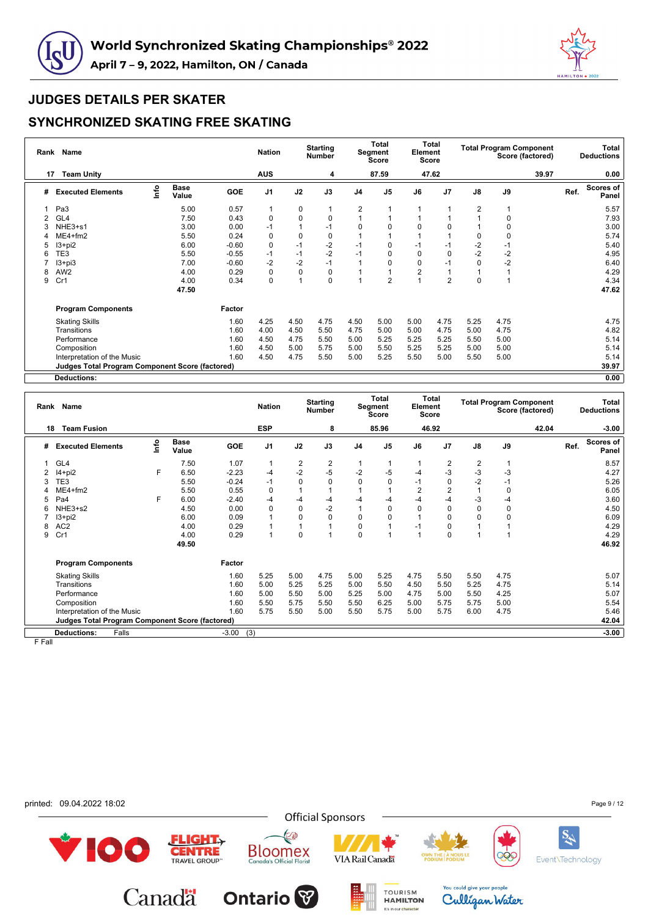# World Synchronized Skating Championships® 2022

April 7 – 9, 2022, Hamilton, ON / Canada

## JUDGES DETAILS PER SKATER

## SYNCHRONIZED SKATING FREE SKATING

| Rank | Name | Nation | Starting Number | Total Segment Score | Total Element Score | Total Program Component Score (factored) | Total Deductions |
|---|---|---|---|---|---|---|---|
| 17 | Team Unity | AUS | 4 | 87.59 | 47.62 | 39.97 | 0.00 |

| # | Executed Elements | Info | Base Value | GOE | J1 | J2 | J3 | J4 | J5 | J6 | J7 | J8 | J9 | Ref. | Scores of Panel |
|---|---|---|---|---|---|---|---|---|---|---|---|---|---|---|---|
| 1 | Pa3 | | 5.00 | 0.57 | 1 | 0 | 1 | 2 | 1 | 1 | 1 | 2 | 1 | | 5.57 |
| 2 | GL4 | | 7.50 | 0.43 | 0 | 0 | 0 | 1 | 1 | 1 | 1 | 1 | 0 | | 7.93 |
| 3 | NHE3+s1 | | 3.00 | 0.00 | -1 | 1 | -1 | 0 | 0 | 0 | 0 | 1 | 0 | | 3.00 |
| 4 | ME4+fm2 | | 5.50 | 0.24 | 0 | 0 | 0 | 1 | 1 | 1 | 1 | 0 | 0 | | 5.74 |
| 5 | I3+pi2 | | 6.00 | -0.60 | 0 | -1 | -2 | -1 | 0 | -1 | -1 | -2 | -1 | | 5.40 |
| 6 | TE3 | | 5.50 | -0.55 | -1 | -1 | -2 | -1 | 0 | 0 | 0 | -2 | -2 | | 4.95 |
| 7 | I3+pi3 | | 7.00 | -0.60 | -2 | -2 | -1 | 1 | 0 | 0 | -1 | 0 | -2 | | 6.40 |
| 8 | AW2 | | 4.00 | 0.29 | 0 | 0 | 0 | 1 | 1 | 2 | 1 | 1 | 1 | | 4.29 |
| 9 | Cr1 | | 4.00 | 0.34 | 0 | 1 | 0 | 1 | 2 | 1 | 2 | 0 | 1 | | 4.34 |
| | | | 47.50 | | | | | | | | | | | | 47.62 |

| Program Components | Factor | J1 | J2 | J3 | J4 | J5 | J6 | J7 | J8 | J9 | Scores of Panel |
|---|---|---|---|---|---|---|---|---|---|---|---|
| Skating Skills | 1.60 | 4.25 | 4.50 | 4.75 | 4.50 | 5.00 | 5.00 | 4.75 | 5.25 | 4.75 | 4.75 |
| Transitions | 1.60 | 4.00 | 4.50 | 5.50 | 4.75 | 5.00 | 5.00 | 4.75 | 5.00 | 4.75 | 4.82 |
| Performance | 1.60 | 4.50 | 4.75 | 5.50 | 5.00 | 5.25 | 5.25 | 5.25 | 5.50 | 5.00 | 5.14 |
| Composition | 1.60 | 4.50 | 5.00 | 5.75 | 5.00 | 5.50 | 5.25 | 5.25 | 5.00 | 5.00 | 5.14 |
| Interpretation of the Music | 1.60 | 4.50 | 4.75 | 5.50 | 5.00 | 5.25 | 5.50 | 5.00 | 5.50 | 5.00 | 5.14 |
| **Judges Total Program Component Score (factored)** | | | | | | | | | | | 39.97 |
| **Deductions:** | | | | | | | | | | | 0.00 |

| Rank | Name | Nation | Starting Number | Total Segment Score | Total Element Score | Total Program Component Score (factored) | Total Deductions |
|---|---|---|---|---|---|---|---|
| 18 | Team Fusion | ESP | 8 | 85.96 | 46.92 | 42.04 | -3.00 |

| # | Executed Elements | Info | Base Value | GOE | J1 | J2 | J3 | J4 | J5 | J6 | J7 | J8 | J9 | Ref. | Scores of Panel |
|---|---|---|---|---|---|---|---|---|---|---|---|---|---|---|---|
| 1 | GL4 | | 7.50 | 1.07 | 1 | 2 | 2 | 1 | 1 | 1 | 2 | 2 | 1 | | 8.57 |
| 2 | I4+pi2 | F | 6.50 | -2.23 | -4 | -2 | -5 | -2 | -5 | -4 | -3 | -3 | -3 | | 4.27 |
| 3 | TE3 | | 5.50 | -0.24 | -1 | 0 | 0 | 0 | 0 | -1 | 0 | -2 | -1 | | 5.26 |
| 4 | ME4+fm2 | | 5.50 | 0.55 | 0 | 1 | 1 | 1 | 1 | 2 | 2 | 1 | 0 | | 6.05 |
| 5 | Pa4 | F | 6.00 | -2.40 | -4 | -4 | -4 | -4 | -4 | -4 | -4 | -3 | -4 | | 3.60 |
| 6 | NHE3+s2 | | 4.50 | 0.00 | 0 | 0 | -2 | 1 | 0 | 0 | 0 | 0 | 0 | | 4.50 |
| 7 | I3+pi2 | | 6.00 | 0.09 | 1 | 0 | 0 | 0 | 0 | 1 | 0 | 0 | 0 | | 6.09 |
| 8 | AC2 | | 4.00 | 0.29 | 1 | 1 | 1 | 0 | 1 | -1 | 0 | 1 | 1 | | 4.29 |
| 9 | Cr1 | | 4.00 | 0.29 | 1 | 0 | 1 | 0 | 1 | 1 | 0 | 1 | 1 | | 4.29 |
| | | | 49.50 | | | | | | | | | | | | 46.92 |

| Program Components | Factor | J1 | J2 | J3 | J4 | J5 | J6 | J7 | J8 | J9 | Scores of Panel |
|---|---|---|---|---|---|---|---|---|---|---|---|
| Skating Skills | 1.60 | 5.25 | 5.00 | 4.75 | 5.00 | 5.25 | 4.75 | 5.50 | 5.50 | 4.75 | 5.07 |
| Transitions | 1.60 | 5.00 | 5.25 | 5.25 | 5.00 | 5.50 | 4.50 | 5.50 | 5.25 | 4.75 | 5.14 |
| Performance | 1.60 | 5.00 | 5.50 | 5.00 | 5.25 | 5.00 | 4.75 | 5.00 | 5.50 | 4.25 | 5.07 |
| Composition | 1.60 | 5.50 | 5.75 | 5.50 | 5.50 | 6.25 | 5.00 | 5.75 | 5.75 | 5.00 | 5.54 |
| Interpretation of the Music | 1.60 | 5.75 | 5.50 | 5.00 | 5.50 | 5.75 | 5.00 | 5.75 | 6.00 | 4.75 | 5.46 |
| **Judges Total Program Component Score (factored)** | | | | | | | | | | | 42.04 |
| **Deductions:** Falls | -3.00 (3) | | | | | | | | | | -3.00 |

F Fall

printed: 09.04.2022 18:02

Official Sponsors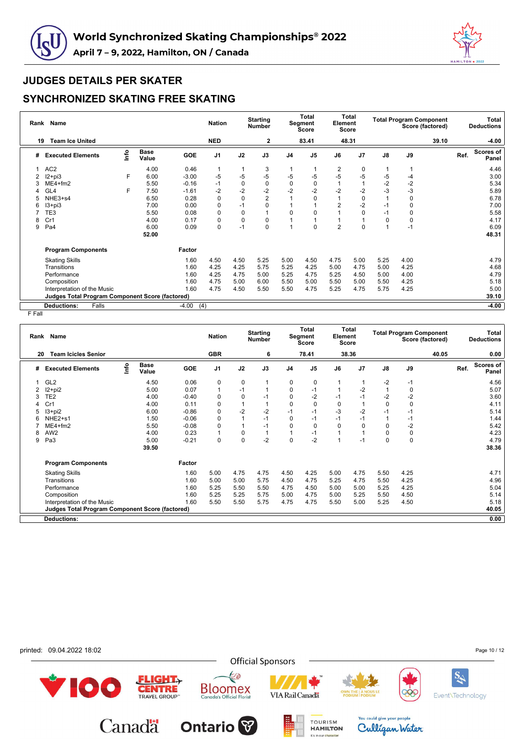# World Synchronized Skating Championships® 2022

## April 7 – 9, 2022, Hamilton, ON / Canada

## JUDGES DETAILS PER SKATER

## SYNCHRONIZED SKATING FREE SKATING

| Rank | Name | Nation | Starting Number | Total Segment Score | Total Element Score | Total Program Component Score (factored) | Total Deductions |
|---|---|---|---|---|---|---|---|
| 19 | Team Ice United | NED | 2 | 83.41 | 48.31 | 39.10 | -4.00 |

| # | Executed Elements | Info | Base Value | GOE | J1 | J2 | J3 | J4 | J5 | J6 | J7 | J8 | J9 | Ref. | Scores of Panel |
|---|---|---|---|---|---|---|---|---|---|---|---|---|---|---|---|
| 1 | AC2 | | 4.00 | 0.46 | 1 | 1 | 3 | 1 | 1 | 2 | 0 | 1 | 1 | | 4.46 |
| 2 | I2+pi3 | F | 6.00 | -3.00 | -5 | -5 | -5 | -5 | -5 | -5 | -5 | -5 | -4 | | 3.00 |
| 3 | ME4+fm2 | | 5.50 | -0.16 | -1 | 0 | 0 | 0 | 0 | 1 | 1 | -2 | -2 | | 5.34 |
| 4 | GL4 | F | 7.50 | -1.61 | -2 | -2 | -2 | -2 | -2 | -2 | -2 | -3 | -3 | | 5.89 |
| 5 | NHE3+s4 | | 6.50 | 0.28 | 0 | 0 | 2 | 1 | 0 | 1 | 0 | 1 | 0 | | 6.78 |
| 6 | I3+pi3 | | 7.00 | 0.00 | 0 | -1 | 0 | 1 | 1 | 2 | -2 | -1 | 0 | | 7.00 |
| 7 | TE3 | | 5.50 | 0.08 | 0 | 0 | 1 | 0 | 0 | 1 | 0 | -1 | 0 | | 5.58 |
| 8 | Cr1 | | 4.00 | 0.17 | 0 | 0 | 0 | 1 | 1 | 1 | 1 | 0 | 0 | | 4.17 |
| 9 | Pa4 | | 6.00 | 0.09 | 0 | -1 | 0 | 1 | 0 | 2 | 0 | 1 | -1 | | 6.09 |
| | | | 52.00 | | | | | | | | | | | | 48.31 |

| Program Components | Factor | J1 | J2 | J3 | J4 | J5 | J6 | J7 | J8 | J9 | Scores of Panel |
|---|---|---|---|---|---|---|---|---|---|---|---|
| Skating Skills | 1.60 | 4.50 | 4.50 | 5.25 | 5.00 | 4.50 | 4.75 | 5.00 | 5.25 | 4.00 | 4.79 |
| Transitions | 1.60 | 4.25 | 4.25 | 5.75 | 5.25 | 4.25 | 5.00 | 4.75 | 5.00 | 4.25 | 4.68 |
| Performance | 1.60 | 4.25 | 4.75 | 5.00 | 5.25 | 4.75 | 5.25 | 4.50 | 5.00 | 4.00 | 4.79 |
| Composition | 1.60 | 4.75 | 5.00 | 6.00 | 5.50 | 5.00 | 5.50 | 5.00 | 5.50 | 4.25 | 5.18 |
| Interpretation of the Music | 1.60 | 4.75 | 4.50 | 5.50 | 5.50 | 4.75 | 5.25 | 4.75 | 5.75 | 4.25 | 5.00 |
| Judges Total Program Component Score (factored) | | | | | | | | | | | 39.10 |

**Deductions:** Falls -4.00 (4) **-4.00**

F Fall

| Rank | Name | Nation | Starting Number | Total Segment Score | Total Element Score | Total Program Component Score (factored) | Total Deductions |
|---|---|---|---|---|---|---|---|
| 20 | Team Icicles Senior | GBR | 6 | 78.41 | 38.36 | 40.05 | 0.00 |

| # | Executed Elements | Info | Base Value | GOE | J1 | J2 | J3 | J4 | J5 | J6 | J7 | J8 | J9 | Ref. | Scores of Panel |
|---|---|---|---|---|---|---|---|---|---|---|---|---|---|---|---|
| 1 | GL2 | | 4.50 | 0.06 | 0 | 0 | 1 | 0 | 0 | 1 | 1 | -2 | -1 | | 4.56 |
| 2 | I2+pi2 | | 5.00 | 0.07 | 1 | -1 | 1 | 0 | -1 | 1 | -2 | 1 | 0 | | 5.07 |
| 3 | TE2 | | 4.00 | -0.40 | 0 | 0 | -1 | 0 | -2 | -1 | -1 | -2 | -2 | | 3.60 |
| 4 | Cr1 | | 4.00 | 0.11 | 0 | 1 | 1 | 0 | 0 | 0 | 1 | 0 | 0 | | 4.11 |
| 5 | I3+pi2 | | 6.00 | -0.86 | 0 | -2 | -2 | -1 | -1 | -3 | -2 | -1 | -1 | | 5.14 |
| 6 | NHE2+s1 | | 1.50 | -0.06 | 0 | 1 | -1 | 0 | -1 | -1 | -1 | 1 | -1 | | 1.44 |
| 7 | ME4+fm2 | | 5.50 | -0.08 | 0 | 1 | -1 | 0 | 0 | 0 | 0 | 0 | -2 | | 5.42 |
| 8 | AW2 | | 4.00 | 0.23 | 1 | 0 | 1 | 1 | -1 | 1 | 1 | 0 | 0 | | 4.23 |
| 9 | Pa3 | | 5.00 | -0.21 | 0 | 0 | -2 | 0 | -2 | 1 | -1 | 0 | 0 | | 4.79 |
| | | | 39.50 | | | | | | | | | | | | 38.36 |

| Program Components | Factor | J1 | J2 | J3 | J4 | J5 | J6 | J7 | J8 | J9 | Scores of Panel |
|---|---|---|---|---|---|---|---|---|---|---|---|
| Skating Skills | 1.60 | 5.00 | 4.75 | 4.75 | 4.50 | 4.25 | 5.00 | 4.75 | 5.50 | 4.25 | 4.71 |
| Transitions | 1.60 | 5.00 | 5.00 | 5.75 | 4.50 | 4.75 | 5.25 | 4.75 | 5.50 | 4.25 | 4.96 |
| Performance | 1.60 | 5.25 | 5.50 | 5.50 | 4.75 | 4.50 | 5.00 | 5.00 | 5.25 | 4.25 | 5.04 |
| Composition | 1.60 | 5.25 | 5.25 | 5.75 | 5.00 | 4.75 | 5.00 | 5.25 | 5.50 | 4.50 | 5.14 |
| Interpretation of the Music | 1.60 | 5.50 | 5.50 | 5.75 | 4.75 | 4.75 | 5.50 | 5.00 | 5.25 | 4.50 | 5.18 |
| Judges Total Program Component Score (factored) | | | | | | | | | | | 40.05 |

**Deductions:** **0.00**

printed: 09.04.2022 18:02

Official Sponsors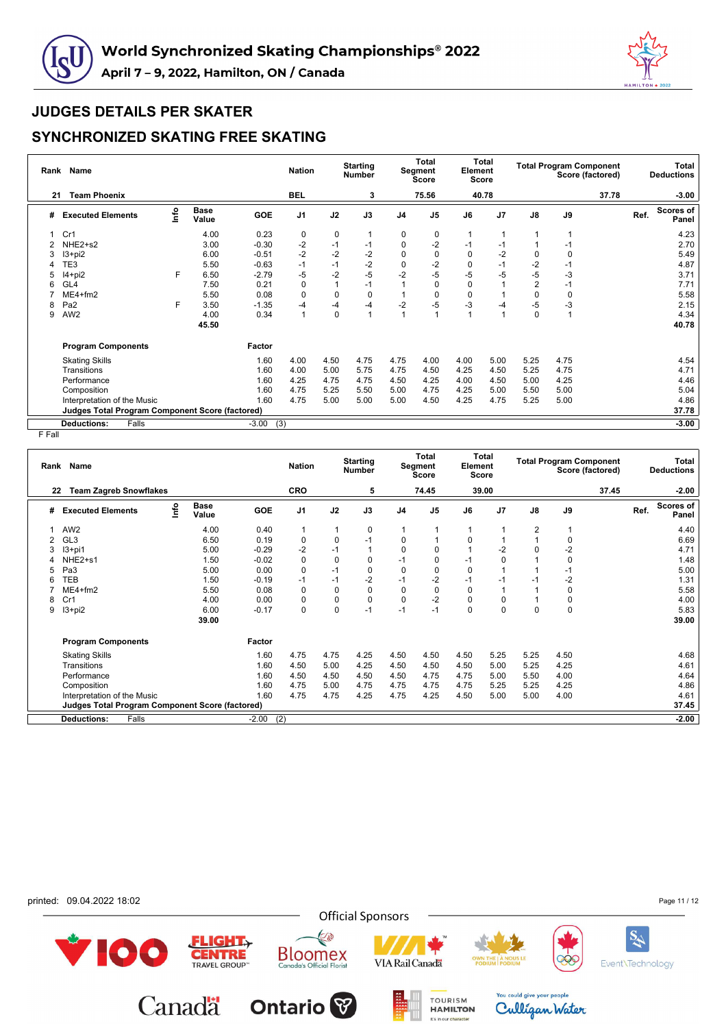# World Synchronized Skating Championships® 2022

**April 7 – 9, 2022, Hamilton, ON / Canada**

## JUDGES DETAILS PER SKATER

## SYNCHRONIZED SKATING FREE SKATING

| Rank | Name | Nation | Starting Number | Total Segment Score | Total Element Score | Total Program Component Score (factored) | Total Deductions |
|---|---|---|---|---|---|---|---|
| 21 | Team Phoenix | BEL | 3 | 75.56 | 40.78 | 37.78 | -3.00 |

| # | Executed Elements | Info | Base Value | GOE | J1 | J2 | J3 | J4 | J5 | J6 | J7 | J8 | J9 | Ref. | Scores of Panel |
|---|---|---|---|---|---|---|---|---|---|---|---|---|---|---|---|
| 1 | Cr1 | | 4.00 | 0.23 | 0 | 0 | 1 | 0 | 0 | 1 | 1 | 1 | 1 | | 4.23 |
| 2 | NHE2+s2 | | 3.00 | -0.30 | -2 | -1 | -1 | 0 | -2 | -1 | -1 | 1 | -1 | | 2.70 |
| 3 | I3+pi2 | | 6.00 | -0.51 | -2 | -2 | -2 | 0 | 0 | 0 | -2 | 0 | 0 | | 5.49 |
| 4 | TE3 | | 5.50 | -0.63 | -1 | -1 | -2 | 0 | -2 | 0 | -1 | -2 | -1 | | 4.87 |
| 5 | I4+pi2 | F | 6.50 | -2.79 | -5 | -2 | -5 | -2 | -5 | -5 | -5 | -5 | -3 | | 3.71 |
| 6 | GL4 | | 7.50 | 0.21 | 0 | 1 | -1 | 1 | 0 | 0 | 1 | 2 | -1 | | 7.71 |
| 7 | ME4+fm2 | | 5.50 | 0.08 | 0 | 0 | 0 | 1 | 0 | 0 | 1 | 0 | 0 | | 5.58 |
| 8 | Pa2 | F | 3.50 | -1.35 | -4 | -4 | -4 | -2 | -5 | -3 | -4 | -5 | -3 | | 2.15 |
| 9 | AW2 | | 4.00 | 0.34 | 1 | 0 | 1 | 1 | 1 | 1 | 1 | 0 | 1 | | 4.34 |
| | | | 45.50 | | | | | | | | | | | | 40.78 |

| Program Components | Factor | J1 | J2 | J3 | J4 | J5 | J6 | J7 | J8 | J9 | Scores of Panel |
|---|---|---|---|---|---|---|---|---|---|---|---|
| Skating Skills | 1.60 | 4.00 | 4.50 | 4.75 | 4.75 | 4.00 | 4.00 | 5.00 | 5.25 | 4.75 | 4.54 |
| Transitions | 1.60 | 4.00 | 5.00 | 5.75 | 4.75 | 4.50 | 4.25 | 4.50 | 5.25 | 4.75 | 4.71 |
| Performance | 1.60 | 4.25 | 4.75 | 4.75 | 4.50 | 4.25 | 4.00 | 4.50 | 5.00 | 4.25 | 4.46 |
| Composition | 1.60 | 4.75 | 5.25 | 5.50 | 5.00 | 4.75 | 4.25 | 5.00 | 5.50 | 5.00 | 5.04 |
| Interpretation of the Music | 1.60 | 4.75 | 5.00 | 5.00 | 5.00 | 4.50 | 4.25 | 4.75 | 5.25 | 5.00 | 4.86 |
| **Judges Total Program Component Score (factored)** | | | | | | | | | | | **37.78** |

**Deductions:** Falls -3.00 (3) **-3.00**

F Fall

| Rank | Name | Nation | Starting Number | Total Segment Score | Total Element Score | Total Program Component Score (factored) | Total Deductions |
|---|---|---|---|---|---|---|---|
| 22 | Team Zagreb Snowflakes | CRO | 5 | 74.45 | 39.00 | 37.45 | -2.00 |

| # | Executed Elements | Info | Base Value | GOE | J1 | J2 | J3 | J4 | J5 | J6 | J7 | J8 | J9 | Ref. | Scores of Panel |
|---|---|---|---|---|---|---|---|---|---|---|---|---|---|---|---|
| 1 | AW2 | | 4.00 | 0.40 | 1 | 1 | 0 | 1 | 1 | 1 | 1 | 2 | 1 | | 4.40 |
| 2 | GL3 | | 6.50 | 0.19 | 0 | 0 | -1 | 0 | 1 | 0 | 1 | 1 | 0 | | 6.69 |
| 3 | I3+pi1 | | 5.00 | -0.29 | -2 | -1 | 1 | 0 | 0 | 1 | -2 | 0 | -2 | | 4.71 |
| 4 | NHE2+s1 | | 1.50 | -0.02 | 0 | 0 | 0 | -1 | 0 | -1 | 0 | 1 | 0 | | 1.48 |
| 5 | Pa3 | | 5.00 | 0.00 | 0 | -1 | 0 | 0 | 0 | 0 | 1 | 1 | -1 | | 5.00 |
| 6 | TEB | | 1.50 | -0.19 | -1 | -1 | -2 | -1 | -2 | -1 | -1 | -1 | -2 | | 1.31 |
| 7 | ME4+fm2 | | 5.50 | 0.08 | 0 | 0 | 0 | 0 | 0 | 0 | 1 | 1 | 0 | | 5.58 |
| 8 | Cr1 | | 4.00 | 0.00 | 0 | 0 | 0 | 0 | -2 | 0 | 0 | 1 | 0 | | 4.00 |
| 9 | I3+pi2 | | 6.00 | -0.17 | 0 | 0 | -1 | -1 | -1 | 0 | 0 | 0 | 0 | | 5.83 |
| | | | 39.00 | | | | | | | | | | | | 39.00 |

| Program Components | Factor | J1 | J2 | J3 | J4 | J5 | J6 | J7 | J8 | J9 | Scores of Panel |
|---|---|---|---|---|---|---|---|---|---|---|---|
| Skating Skills | 1.60 | 4.75 | 4.75 | 4.25 | 4.50 | 4.50 | 4.50 | 5.25 | 5.25 | 4.50 | 4.68 |
| Transitions | 1.60 | 4.50 | 5.00 | 4.25 | 4.50 | 4.50 | 4.50 | 5.00 | 5.25 | 4.25 | 4.61 |
| Performance | 1.60 | 4.50 | 4.50 | 4.50 | 4.50 | 4.75 | 4.75 | 5.00 | 5.50 | 4.00 | 4.64 |
| Composition | 1.60 | 4.75 | 5.00 | 4.75 | 4.75 | 4.75 | 4.75 | 5.25 | 5.25 | 4.25 | 4.86 |
| Interpretation of the Music | 1.60 | 4.75 | 4.75 | 4.25 | 4.75 | 4.25 | 4.50 | 5.00 | 5.00 | 4.00 | 4.61 |
| **Judges Total Program Component Score (factored)** | | | | | | | | | | | **37.45** |

**Deductions:** Falls -2.00 (2) **-2.00**

printed: 09.04.2022 18:02

Official Sponsors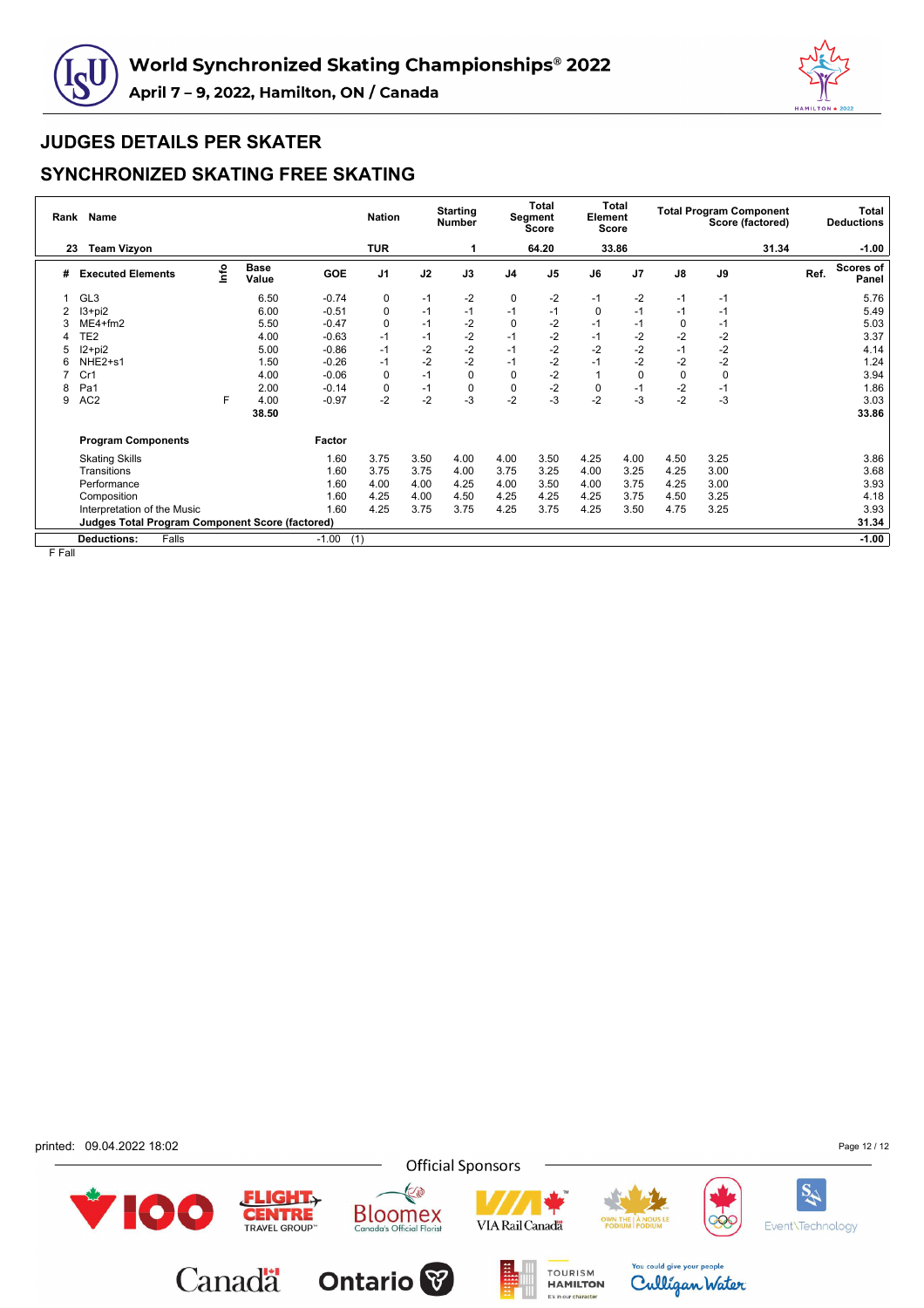# World Synchronized Skating Championships® 2022

April 7 – 9, 2022, Hamilton, ON / Canada

## JUDGES DETAILS PER SKATER

## SYNCHRONIZED SKATING FREE SKATING

| Rank | Name | Nation | Starting Number | Total Segment Score | Total Element Score | Total Program Component Score (factored) | Total Deductions |
|---|---|---|---|---|---|---|---|
| 23 | Team Vizyon | TUR | 1 | 64.20 | 33.86 | 31.34 | -1.00 |

| # | Executed Elements | Info | Base Value | GOE | J1 | J2 | J3 | J4 | J5 | J6 | J7 | J8 | J9 | Ref. | Scores of Panel |
|---|---|---|---|---|---|---|---|---|---|---|---|---|---|---|---|
| 1 | GL3 | | 6.50 | -0.74 | 0 | -1 | -2 | 0 | -2 | -1 | -2 | -1 | -1 | | 5.76 |
| 2 | I3+pi2 | | 6.00 | -0.51 | 0 | -1 | -1 | -1 | -1 | 0 | -1 | -1 | -1 | | 5.49 |
| 3 | ME4+fm2 | | 5.50 | -0.47 | 0 | -1 | -2 | 0 | -2 | -1 | -1 | 0 | -1 | | 5.03 |
| 4 | TE2 | | 4.00 | -0.63 | -1 | -1 | -2 | -1 | -2 | -1 | -2 | -2 | -2 | | 3.37 |
| 5 | I2+pi2 | | 5.00 | -0.86 | -1 | -2 | -2 | -1 | -2 | -2 | -2 | -1 | -2 | | 4.14 |
| 6 | NHE2+s1 | | 1.50 | -0.26 | -1 | -2 | -2 | -1 | -2 | -1 | -2 | -2 | -2 | | 1.24 |
| 7 | Cr1 | | 4.00 | -0.06 | 0 | -1 | 0 | 0 | -2 | 1 | 0 | 0 | 0 | | 3.94 |
| 8 | Pa1 | | 2.00 | -0.14 | 0 | -1 | 0 | 0 | -2 | 0 | -1 | -2 | -1 | | 1.86 |
| 9 | AC2 | F | 4.00 | -0.97 | -2 | -2 | -3 | -2 | -3 | -2 | -3 | -2 | -3 | | 3.03 |
| | | | 38.50 | | | | | | | | | | | | 33.86 |
| | **Program Components** | | | **Factor** | | | | | | | | | | | |
| | Skating Skills | | | 1.60 | 3.75 | 3.50 | 4.00 | 4.00 | 3.50 | 4.25 | 4.00 | 4.50 | 3.25 | | 3.86 |
| | Transitions | | | 1.60 | 3.75 | 3.75 | 4.00 | 3.75 | 3.25 | 4.00 | 3.25 | 4.25 | 3.00 | | 3.68 |
| | Performance | | | 1.60 | 4.00 | 4.00 | 4.25 | 4.00 | 3.50 | 4.00 | 3.75 | 4.25 | 3.00 | | 3.93 |
| | Composition | | | 1.60 | 4.25 | 4.00 | 4.50 | 4.25 | 4.25 | 4.25 | 3.75 | 4.50 | 3.25 | | 4.18 |
| | Interpretation of the Music | | | 1.60 | 4.25 | 3.75 | 3.75 | 4.25 | 3.75 | 4.25 | 3.50 | 4.75 | 3.25 | | 3.93 |
| | **Judges Total Program Component Score (factored)** | | | | | | | | | | | | | | 31.34 |
| | **Deductions:** Falls | | | -1.00 (1) | | | | | | | | | | | -1.00 |

F Fall

printed: 09.04.2022 18:02

Official Sponsors